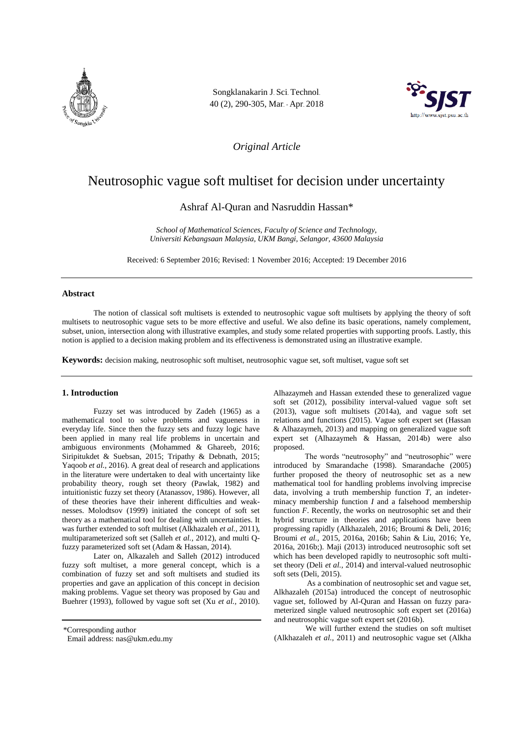*Original Article*

# Neutrosophic vague soft multiset for decision under uncertainty

Ashraf Al-Quran and Nasruddin Hassan*

*School of Mathematical Sciences, Faculty of Science and Technology, Universiti Kebangsaan Malaysia, UKM Bangi, Selangor, 43600 Malaysia*

Received: 6 September 2016; Revised: 1 November 2016; Accepted: 19 December 2016

## Abstract

The notion of classical soft multisets is extended to neutrosophic vague soft multisets by applying the theory of soft multisets to neutrosophic vague sets to be more effective and useful. We also define its basic operations, namely complement, subset, union, intersection along with illustrative examples, and study some related properties with supporting proofs. Lastly, this notion is applied to a decision making problem and its effectiveness is demonstrated using an illustrative example.

**Keywords:** decision making, neutrosophic soft multiset, neutrosophic vague set, soft multiset, vague soft set

## 1. Introduction

Fuzzy set was introduced by Zadeh (1965) as a mathematical tool to solve problems and vagueness in everyday life. Since then the fuzzy sets and fuzzy logic have been applied in many real life problems in uncertain and ambiguous environments (Mohammed & Ghareeb, 2016; Siripitukdet & Suebsan, 2015; Tripathy & Debnath, 2015; Yaqoob *et al.*, 2016). A great deal of research and applications in the literature were undertaken to deal with uncertainty like probability theory, rough set theory (Pawlak, 1982) and intuitionistic fuzzy set theory (Atanassov, 1986). However, all of these theories have their inherent difficulties and weaknesses. Molodtsov (1999) initiated the concept of soft set theory as a mathematical tool for dealing with uncertainties. It was further extended to soft multiset (Alkhazaleh *et al.*, 2011), multiparameterized soft set (Salleh *et al.*, 2012), and multi Q-fuzzy parameterized soft set (Adam & Hassan, 2014).

Later on, Alkazaleh and Salleh (2012) introduced fuzzy soft multiset, a more general concept, which is a combination of fuzzy set and soft multisets and studied its properties and gave an application of this concept in decision making problems. Vague set theory was proposed by Gau and Buehrer (1993), followed by vague soft set (Xu *et al.*, 2010). Alhazaymeh and Hassan extended these to generalized vague soft set (2012), possibility interval-valued vague soft set (2013), vague soft multisets (2014a), and vague soft set relations and functions (2015). Vague soft expert set (Hassan & Alhazaymeh, 2013) and mapping on generalized vague soft expert set (Alhazaymeh & Hassan, 2014b) were also proposed.

The words "neutrosophy" and "neutrosophic" were introduced by Smarandache (1998). Smarandache (2005) further proposed the theory of neutrosophic set as a new mathematical tool for handling problems involving imprecise data, involving a truth membership function *T*, an indeterminacy membership function *I* and a falsehood membership function *F*. Recently, the works on neutrosophic set and their hybrid structure in theories and applications have been progressing rapidly (Alkhazaleh, 2016; Broumi & Deli, 2016; Broumi *et al.*, 2015, 2016a, 2016b; Sahin & Liu, 2016; Ye, 2016a, 2016b;). Maji (2013) introduced neutrosophic soft set which has been developed rapidly to neutrosophic soft multiset theory (Deli *et al.*, 2014) and interval-valued neutrosophic soft sets (Deli, 2015).

As a combination of neutrosophic set and vague set, Alkhazaleh (2015a) introduced the concept of neutrosophic vague set, followed by Al-Quran and Hassan on fuzzy parameterized single valued neutrosophic soft expert set (2016a) and neutrosophic vague soft expert set (2016b).

We will further extend the studies on soft multiset (Alkhazaleh *et al.*, 2011) and neutrosophic vague set (Alkha

*Corresponding author

Email address: nas@ukm.edu.my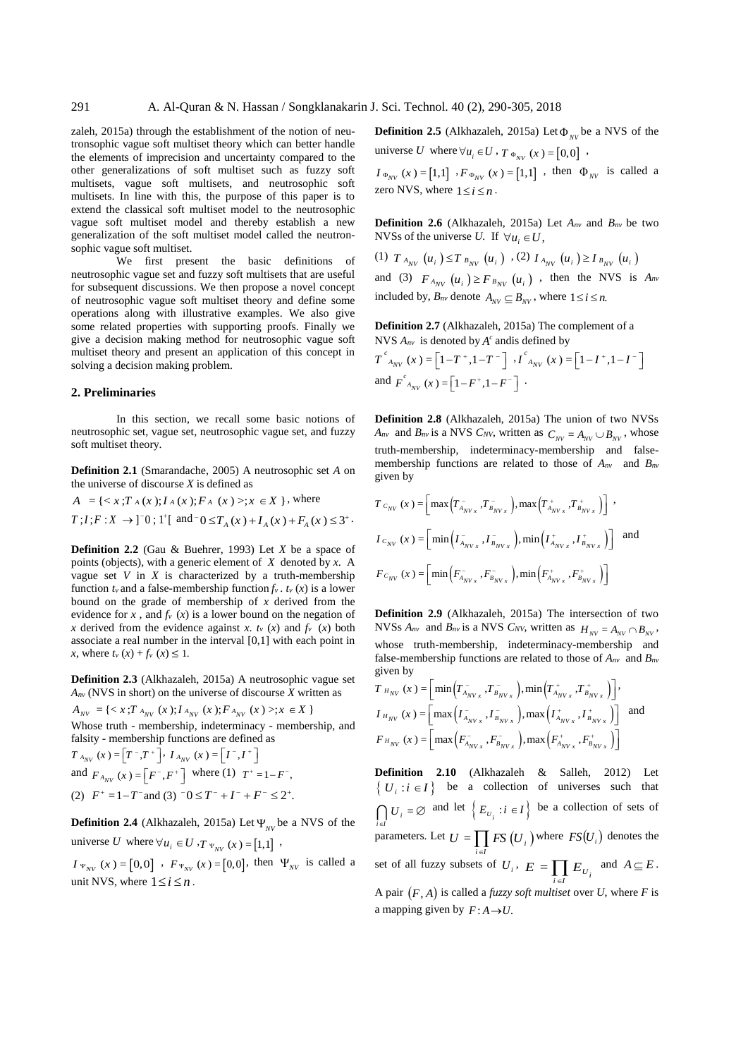zaleh, 2015a) through the establishment of the notion of neutronsophic vague soft multiset theory which can better handle the elements of imprecision and uncertainty compared to the other generalizations of soft multiset such as fuzzy soft multisets, vague soft multisets, and neutrosophic soft multisets. In line with this, the purpose of this paper is to extend the classical soft multiset model to the neutrosophic vague soft multiset model and thereby establish a new generalization of the soft multiset model called the neutronsophic vague soft multiset.

We first present the basic definitions of neutrosophic vague set and fuzzy soft multisets that are useful for subsequent discussions. We then propose a novel concept of neutrosophic vague soft multiset theory and define some operations along with illustrative examples. We also give some related properties with supporting proofs. Finally we give a decision making method for neutrosophic vague soft multiset theory and present an application of this concept in solving a decision making problem.

## 2. Preliminaries

In this section, we recall some basic notions of neutrosophic set, vague set, neutrosophic vague set, and fuzzy soft multiset theory.

**Definition 2.1** (Smarandache, 2005) A neutrosophic set $A$ on the universe of discourse $X$ is defined as

$A = \{< x; T_A(x); I_A(x); F_A(x) >; x \in X\}$, where

$T; I; F : X \to ]^-0; 1^+[$ and $^-0 \leq T_A(x) + I_A(x) + F_A(x) \leq 3^+$.

**Definition 2.2** (Gau & Buehrer, 1993) Let $X$ be a space of points (objects), with a generic element of $X$ denoted by $x$. A vague set $V$ in $X$ is characterized by a truth-membership function $t_v$ and a false-membership function $f_v$. $t_v(x)$ is a lower bound on the grade of membership of $x$ derived from the evidence for $x$, and $f_v(x)$ is a lower bound on the negation of $x$ derived from the evidence against $x$. $t_v(x)$ and $f_v(x)$ both associate a real number in the interval [0,1] with each point in $x$, where $t_v(x) + f_v(x) \leq 1$.

**Definition 2.3** (Alkhazaleh, 2015a) A neutrosophic vague set $A_{nv}$ (NVS in short) on the universe of discourse $X$ written as

$A_{NV} = \{< x; T_{A_{NV}}(x); I_{A_{NV}}(x); F_{A_{NV}}(x) >; x \in X\}$

Whose truth - membership, indeterminacy - membership, and falsity - membership functions are defined as

$T_{A_{NV}}(x) = \left[T^-, T^+\right]$, $I_{A_{NV}}(x) = \left[I^-, I^+\right]$

and $F_{A_{NV}}(x) = \left[F^-, F^+\right]$ where (1) $T^+ = 1 - F^-$,

(2) $F^+ = 1 - T^-$ and (3) $^-0 \leq T^- + I^- + F^- \leq 2^+$.

**Definition 2.4** (Alkhazaleh, 2015a) Let $\Psi_{NV}$ be a NVS of the universe $U$ where $\forall u_i \in U$, $T_{\Psi_{NV}}(x) = [1,1]$,

$I_{\Psi_{NV}}(x) = [0,0]$, $F_{\Psi_{NV}}(x) = [0,0]$, then $\Psi_{NV}$ is called a unit NVS, where $1 \leq i \leq n$.

**Definition 2.5** (Alkhazaleh, 2015a) Let $\Phi_{NV}$ be a NVS of the universe $U$ where $\forall u_i \in U$, $T_{\Phi_{NV}}(x) = [0,0]$,

$I_{\Phi_{NV}}(x) = [1,1]$, $F_{\Phi_{NV}}(x) = [1,1]$, then $\Phi_{NV}$ is called a zero NVS, where $1 \leq i \leq n$.

**Definition 2.6** (Alkhazaleh, 2015a) Let $A_{nv}$ and $B_{nv}$ be two NVSs of the universe $U$. If $\forall u_i \in U$,

(1) $T_{A_{NV}}(u_i) \leq T_{B_{NV}}(u_i)$, (2) $I_{A_{NV}}(u_i) \geq I_{B_{NV}}(u_i)$ and (3) $F_{A_{NV}}(u_i) \geq F_{B_{NV}}(u_i)$, then the NVS is $A_{nv}$ included by, $B_{nv}$ denote $A_{NV} \subseteq B_{NV}$, where $1 \leq i \leq n$.

**Definition 2.7** (Alkhazaleh, 2015a) The complement of a NVS $A_{nv}$ is denoted by $A^c$ andis defined by

$T^c_{A_{NV}}(x) = \left[1 - T^+, 1 - T^-\right]$, $I^c_{A_{NV}}(x) = \left[1 - I^+, 1 - I^-\right]$

and $F^c_{A_{NV}}(x) = \left[1 - F^+, 1 - F^-\right]$.

**Definition 2.8** (Alkhazaleh, 2015a) The union of two NVSs $A_{nv}$ and $B_{nv}$ is a NVS $C_{NV}$, written as $C_{NV} = A_{NV} \cup B_{NV}$, whose truth-membership, indeterminacy-membership and false-membership functions are related to those of $A_{nv}$ and $B_{nv}$ given by

$$T_{C_{NV}}(x) = \left[\max\left(T^-_{A_{NV\,x}}, T^-_{B_{NV\,x}}\right), \max\left(T^+_{A_{NV\,x}}, T^+_{B_{NV\,x}}\right)\right],$$

$$I_{C_{NV}}(x) = \left[\min\left(I^-_{A_{NV\,x}}, I^-_{B_{NV\,x}}\right), \min\left(I^+_{A_{NV\,x}}, I^+_{B_{NV\,x}}\right)\right] \text{ and}$$

$$F_{C_{NV}}(x) = \left[\min\left(F^-_{A_{NV\,x}}, F^-_{B_{NV\,x}}\right), \min\left(F^+_{A_{NV\,x}}, F^+_{B_{NV\,x}}\right)\right]$$

**Definition 2.9** (Alkhazaleh, 2015a) The intersection of two NVSs $A_{nv}$ and $B_{nv}$ is a NVS $C_{NV}$, written as $H_{NV} = A_{NV} \cap B_{NV}$, whose truth-membership, indeterminacy-membership and false-membership functions are related to those of $A_{nv}$ and $B_{nv}$ given by

$$T_{H_{NV}}(x) = \left[\min\left(T^-_{A_{NV\,x}}, T^-_{B_{NV\,x}}\right), \min\left(T^+_{A_{NV\,x}}, T^+_{B_{NV\,x}}\right)\right],$$

$$I_{H_{NV}}(x) = \left[\max\left(I^-_{A_{NV\,x}}, I^-_{B_{NV\,x}}\right), \max\left(I^+_{A_{NV\,x}}, I^+_{B_{NV\,x}}\right)\right] \text{ and}$$

$$F_{H_{NV}}(x) = \left[\max\left(F^-_{A_{NV\,x}}, F^-_{B_{NV\,x}}\right), \max\left(F^+_{A_{NV\,x}}, F^+_{B_{NV\,x}}\right)\right]$$

**Definition 2.10** (Alkhazaleh & Salleh, 2012) Let $\{U_i : i \in I\}$ be a collection of universes such that $\bigcap_{i \in I} U_i = \varnothing$ and let $\left\{E_{U_i} : i \in I\right\}$ be a collection of sets of parameters. Let $U = \prod_{i \in I} FS(U_i)$ where $FS(U_i)$ denotes the set of all fuzzy subsets of $U_i$, $E = \prod_{i \in I} E_{U_i}$ and $A \subseteq E$.

A pair $(F, A)$ is called a *fuzzy soft multiset* over $U$, where $F$ is a mapping given by $F : A \to U$.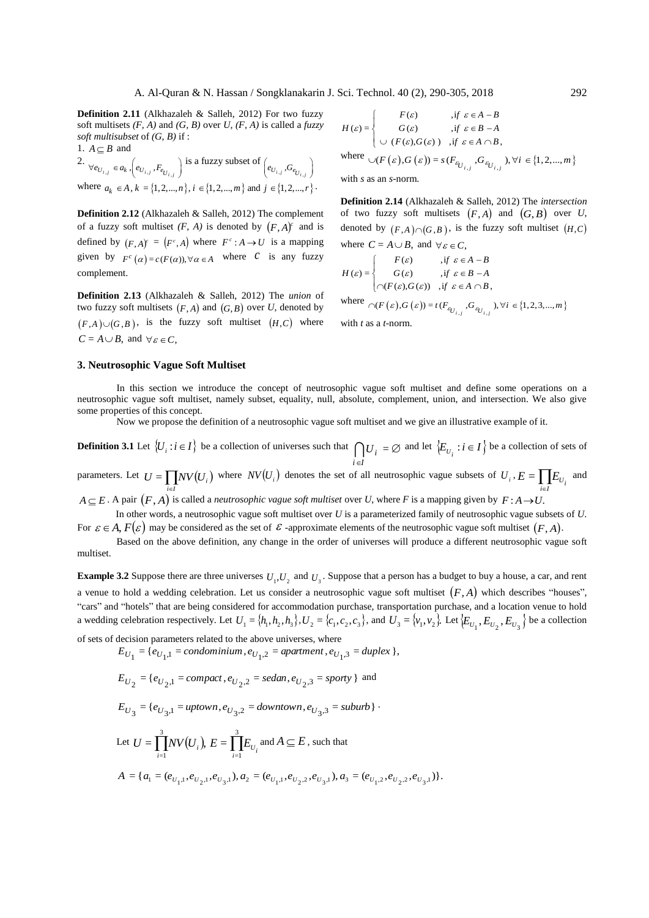**Definition 2.11** (Alkhazaleh & Salleh, 2012) For two fuzzy soft multisets *(F, A)* and *(G, B)* over *U*, *(F, A)* is called a *fuzzy soft multisubset* of *(G, B)* if :

1. $A \subseteq B$ and
2. $\forall e_{U_{i,j}} \in a_k, \left(e_{U_{i,j}}, F_{e_{U_{i,j}}}\right)$ is a fuzzy subset of $\left(e_{U_{i,j}}, G_{e_{U_{i,j}}}\right)$

where $a_k \in A, k = \{1,2,...,n\}, i \in \{1,2,...,m\}$ and $j \in \{1,2,...,r\}$.

**Definition 2.12** (Alkhazaleh & Salleh, 2012) The complement of a fuzzy soft multiset *(F, A)* is denoted by $(F,A)^c$ and is defined by $(F,A)^c = (F^c, A)$ where $F^c : A \to U$ is a mapping given by $F^c(\alpha) = c(F(\alpha)), \forall \alpha \in A$ where $c$ is any fuzzy complement.

**Definition 2.13** (Alkhazaleh & Salleh, 2012) The *union* of two fuzzy soft multisets $(F,A)$ and $(G,B)$ over *U*, denoted by $(F,A) \cup (G,B)$, is the fuzzy soft multiset $(H,C)$ where $C = A \cup B$, and $\forall \varepsilon \in C$,

$$H(\varepsilon) = \begin{cases} F(\varepsilon) & , if \ \varepsilon \in A - B \\ G(\varepsilon) & , if \ \varepsilon \in B - A \\ \cup \ (F(\varepsilon), G(\varepsilon)) & , if \ \varepsilon \in A \cap B, \end{cases}$$

where $\cup(F(\varepsilon), G(\varepsilon)) = s(F_{\varepsilon_{U_{i,j}}}, G_{\varepsilon_{U_{i,j}}}), \forall i \in \{1,2,...,m\}$

with *s* as an *s*-norm.

**Definition 2.14** (Alkhazaleh & Salleh, 2012) The *intersection* of two fuzzy soft multisets $(F,A)$ and $(G,B)$ over *U*, denoted by $(F,A) \cap (G,B)$, is the fuzzy soft multiset $(H,C)$ where $C = A \cup B$, and $\forall \varepsilon \in C$,

$$H(\varepsilon) = \begin{cases} F(\varepsilon) & , if \ \varepsilon \in A - B \\ G(\varepsilon) & , if \ \varepsilon \in B - A \\ \cap(F(\varepsilon), G(\varepsilon)) & , if \ \varepsilon \in A \cap B, \end{cases}$$

where $\cap(F(\varepsilon), G(\varepsilon)) = t(F_{\varepsilon_{U_{i,j}}}, G_{\varepsilon_{U_{i,j}}}), \forall i \in \{1,2,3,...,m\}$

with *t* as a *t*-norm.

## 3. Neutrosophic Vague Soft Multiset

In this section we introduce the concept of neutrosophic vague soft multiset and define some operations on a neutrosophic vague soft multiset, namely subset, equality, null, absolute, complement, union, and intersection. We also give some properties of this concept.

Now we propose the definition of a neutrosophic vague soft multiset and we give an illustrative example of it.

**Definition 3.1** Let $\{U_i : i \in I\}$ be a collection of universes such that $\bigcap_{i \in I} U_i = \varnothing$ and let $\{E_{U_i} : i \in I\}$ be a collection of sets of parameters. Let $U = \prod_{i \in I} NV(U_i)$ where $NV(U_i)$ denotes the set of all neutrosophic vague subsets of $U_i$, $E = \prod_{i \in I} E_{U_i}$ and $A \subseteq E$. A pair $(F,A)$ is called a *neutrosophic vague soft multiset* over U, where F is a mapping given by $F : A \to U$.

In other words, a neutrosophic vague soft multiset over *U* is a parameterized family of neutrosophic vague subsets of *U*. For $\varepsilon \in A, F(\varepsilon)$ may be considered as the set of $\varepsilon$ -approximate elements of the neutrosophic vague soft multiset $(F,A)$.

Based on the above definition, any change in the order of universes will produce a different neutrosophic vague soft multiset.

**Example 3.2** Suppose there are three universes $U_1, U_2$ and $U_3$. Suppose that a person has a budget to buy a house, a car, and rent a venue to hold a wedding celebration. Let us consider a neutrosophic vague soft multiset $(F,A)$ which describes "houses", "cars" and "hotels" that are being considered for accommodation purchase, transportation purchase, and a location venue to hold a wedding celebration respectively. Let $U_1 = \{h_1, h_2, h_3\}, U_2 = \{c_1, c_2, c_3\}$, and $U_3 = \{v_1, v_2\}$. Let $\{E_{U_1}, E_{U_2}, E_{U_3}\}$ be a collection of sets of decision parameters related to the above universes, where

$E_{U_1} = \{e_{U_1,1} = condominium, e_{U_1,2} = apartment, e_{U_1,3} = duplex\}$,

$E_{U_2} = \{e_{U_2,1} = compact, e_{U_2,2} = sedan, e_{U_2,3} = sporty\}$ and

$E_{U_3} = \{e_{U_3,1} = uptown, e_{U_3,2} = downtown, e_{U_3,3} = suburb\}$.

Let $U = \prod_{i=1}^{3} NV(U_i)$, $E = \prod_{i=1}^{3} E_{U_i}$ and $A \subseteq E$, such that

$$A = \{a_1 = (e_{U_1,1}, e_{U_2,1}, e_{U_3,1}), a_2 = (e_{U_1,1}, e_{U_2,2}, e_{U_3,1}), a_3 = (e_{U_1,2}, e_{U_2,2}, e_{U_3,1})\}.$$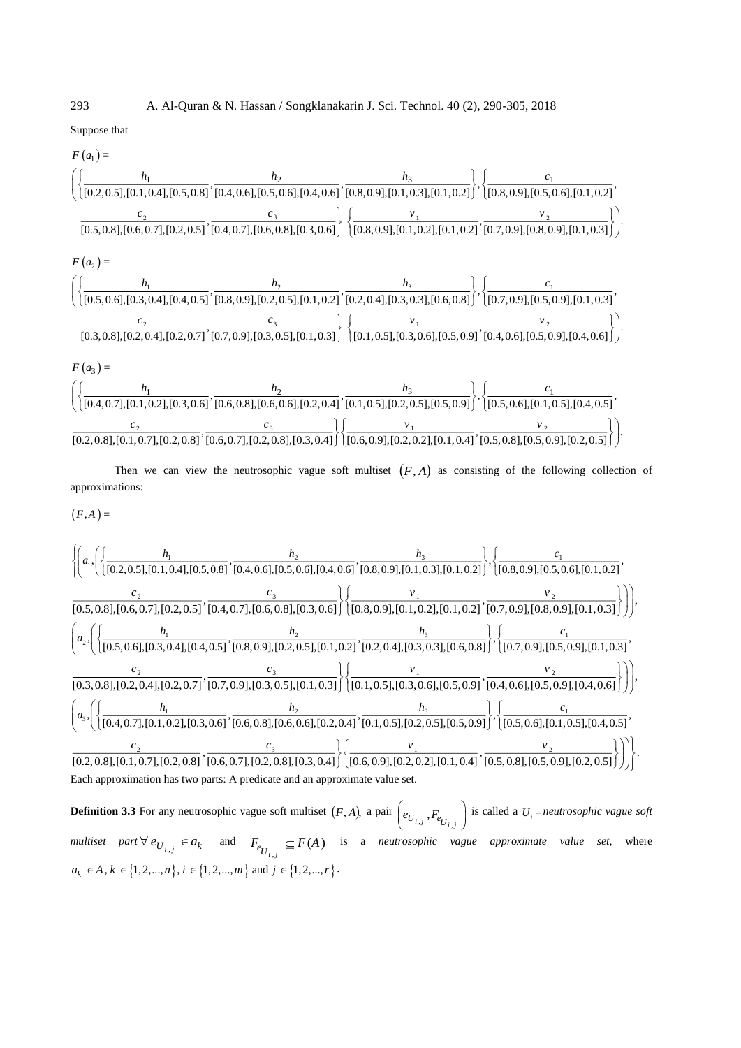Suppose that

$F(a_1) =$

$$\left(\left\{\frac{h_1}{[0.2,0.5],[0.1,0.4],[0.5,0.8]},\frac{h_2}{[0.4,0.6],[0.5,0.6],[0.4,0.6]},\frac{h_3}{[0.8,0.9],[0.1,0.3],[0.1,0.2]}\right\},\left\{\frac{c_1}{[0.8,0.9],[0.5,0.6],[0.1,0.2]},\right.\right.$$

$$\left.\left.\frac{c_2}{[0.5,0.8],[0.6,0.7],[0.2,0.5]},\frac{c_3}{[0.4,0.7],[0.6,0.8],[0.3,0.6]}\right\}\left\{\frac{v_1}{[0.8,0.9],[0.1,0.2],[0.1,0.2]},\frac{v_2}{[0.7,0.9],[0.8,0.9],[0.1,0.3]}\right\}\right).$$

$F(a_2) =$

$$\left(\left\{\frac{h_1}{[0.5,0.6],[0.3,0.4],[0.4,0.5]},\frac{h_2}{[0.8,0.9],[0.2,0.5],[0.1,0.2]},\frac{h_3}{[0.2,0.4],[0.3,0.3],[0.6,0.8]}\right\},\left\{\frac{c_1}{[0.7,0.9],[0.5,0.9],[0.1,0.3]},\right.\right.$$

$$\left.\left.\frac{c_2}{[0.3,0.8],[0.2,0.4],[0.2,0.7]},\frac{c_3}{[0.7,0.9],[0.3,0.5],[0.1,0.3]}\right\}\left\{\frac{v_1}{[0.1,0.5],[0.3,0.6],[0.5,0.9]},\frac{v_2}{[0.4,0.6],[0.5,0.9],[0.4,0.6]}\right\}\right).$$

$F(a_3) =$

$$\left(\left\{\frac{h_1}{[0.4,0.7],[0.1,0.2],[0.3,0.6]},\frac{h_2}{[0.6,0.8],[0.6,0.6],[0.2,0.4]},\frac{h_3}{[0.1,0.5],[0.2,0.5],[0.5,0.9]}\right\},\left\{\frac{c_1}{[0.5,0.6],[0.1,0.5],[0.4,0.5]},\right.\right.$$

$$\left.\left.\frac{c_2}{[0.2,0.8],[0.1,0.7],[0.2,0.8]},\frac{c_3}{[0.6,0.7],[0.2,0.8],[0.3,0.4]}\right\}\left\{\frac{v_1}{[0.6,0.9],[0.2,0.2],[0.1,0.4]},\frac{v_2}{[0.5,0.8],[0.5,0.9],[0.2,0.5]}\right\}\right).$$

Then we can view the neutrosophic vague soft multiset $(F, A)$ as consisting of the following collection of approximations:

$(F, A) =$

$$\left\{\left(a_1,\left(\left\{\frac{h_1}{[0.2,0.5],[0.1,0.4],[0.5,0.8]},\frac{h_2}{[0.4,0.6],[0.5,0.6],[0.4,0.6]},\frac{h_3}{[0.8,0.9],[0.1,0.3],[0.1,0.2]}\right\},\left\{\frac{c_1}{[0.8,0.9],[0.5,0.6],[0.1,0.2]},\right.\right.\right.\right.$$

$$\left.\left.\left.\frac{c_2}{[0.5,0.8],[0.6,0.7],[0.2,0.5]},\frac{c_3}{[0.4,0.7],[0.6,0.8],[0.3,0.6]}\right\}\left\{\frac{v_1}{[0.8,0.9],[0.1,0.2],[0.1,0.2]},\frac{v_2}{[0.7,0.9],[0.8,0.9],[0.1,0.3]}\right\}\right)\right),$$

$$\left(a_2,\left(\left\{\frac{h_1}{[0.5,0.6],[0.3,0.4],[0.4,0.5]},\frac{h_2}{[0.8,0.9],[0.2,0.5],[0.1,0.2]},\frac{h_3}{[0.2,0.4],[0.3,0.3],[0.6,0.8]}\right\},\left\{\frac{c_1}{[0.7,0.9],[0.5,0.9],[0.1,0.3]},\right.\right.\right.$$

$$\left.\left.\left.\frac{c_2}{[0.3,0.8],[0.2,0.4],[0.2,0.7]},\frac{c_3}{[0.7,0.9],[0.3,0.5],[0.1,0.3]}\right\}\left\{\frac{v_1}{[0.1,0.5],[0.3,0.6],[0.5,0.9]},\frac{v_2}{[0.4,0.6],[0.5,0.9],[0.4,0.6]}\right\}\right)\right),$$

$$\left(a_3,\left(\left\{\frac{h_1}{[0.4,0.7],[0.1,0.2],[0.3,0.6]},\frac{h_2}{[0.6,0.8],[0.6,0.6],[0.2,0.4]},\frac{h_3}{[0.1,0.5],[0.2,0.5],[0.5,0.9]}\right\},\left\{\frac{c_1}{[0.5,0.6],[0.1,0.5],[0.4,0.5]},\right.\right.\right.$$

$$\left.\left.\left.\left.\frac{c_2}{[0.2,0.8],[0.1,0.7],[0.2,0.8]},\frac{c_3}{[0.6,0.7],[0.2,0.8],[0.3,0.4]}\right\}\left\{\frac{v_1}{[0.6,0.9],[0.2,0.2],[0.1,0.4]},\frac{v_2}{[0.5,0.8],[0.5,0.9],[0.2,0.5]}\right\}\right)\right)\right\}.$$

Each approximation has two parts: A predicate and an approximate value set.

**Definition 3.3** For any neutrosophic vague soft multiset $(F, A)$, a pair $\left(e_{U_{i,j}}, F_{e_{U_{i,j}}}\right)$ is called a $U_i$ *– neutrosophic vague soft multiset part* $\forall\, e_{U_{i,j}} \in a_k$ and $F_{e_{U_{i,j}}} \subseteq F(A)$ is a *neutrosophic vague approximate value set*, where $a_k \in A$, $k \in \{1,2,...,n\}$, $i \in \{1,2,...,m\}$ and $j \in \{1,2,...,r\}$.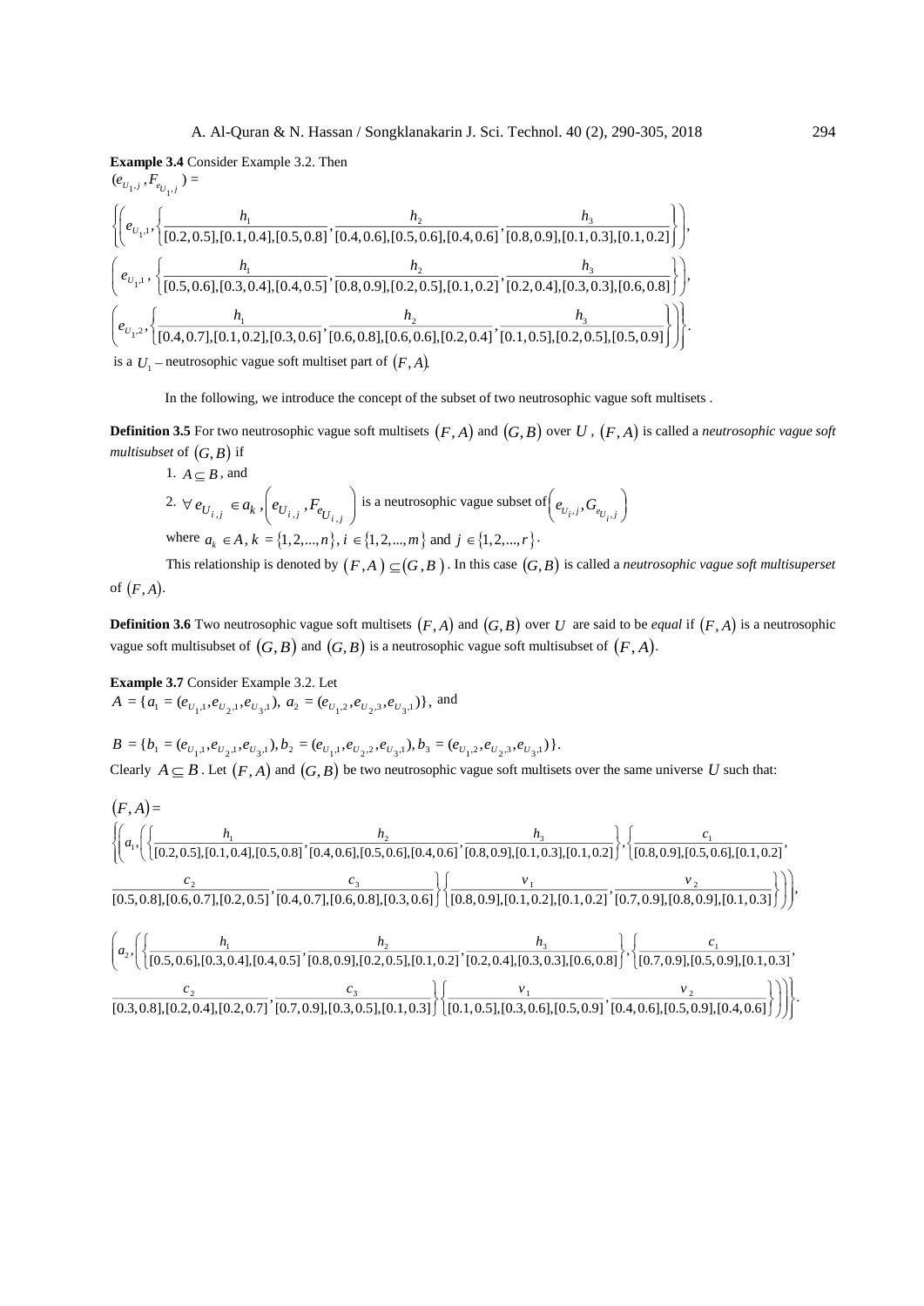**Example 3.4** Consider Example 3.2. Then

$(e_{U_1,j}, F_{e_{U_1,j}}) =$

$$\left\{\left(e_{U_1,1}, \left\{\frac{h_1}{[0.2,0.5],[0.1,0.4],[0.5,0.8]}, \frac{h_2}{[0.4,0.6],[0.5,0.6],[0.4,0.6]}, \frac{h_3}{[0.8,0.9],[0.1,0.3],[0.1,0.2]}\right\}\right),\right.$$

$$\left(e_{U_1,1}, \left\{\frac{h_1}{[0.5,0.6],[0.3,0.4],[0.4,0.5]}, \frac{h_2}{[0.8,0.9],[0.2,0.5],[0.1,0.2]}, \frac{h_3}{[0.2,0.4],[0.3,0.3],[0.6,0.8]}\right\}\right),$$

$$\left.\left(e_{U_1,2}, \left\{\frac{h_1}{[0.4,0.7],[0.1,0.2],[0.3,0.6]}, \frac{h_2}{[0.6,0.8],[0.6,0.6],[0.2,0.4]}, \frac{h_3}{[0.1,0.5],[0.2,0.5],[0.5,0.9]}\right\}\right)\right\}.$$

is a $U_1$ – neutrosophic vague soft multiset part of $(F, A)$.

In the following, we introduce the concept of the subset of two neutrosophic vague soft multisets .

**Definition 3.5** For two neutrosophic vague soft multisets $(F, A)$ and $(G, B)$ over $U$, $(F, A)$ is called a *neutrosophic vague soft multisubset* of $(G, B)$ if

1. $A \subseteq B$, and
2. $\forall\, e_{U_{i,j}} \in a_k$, $\left(e_{U_{i,j}}, F_{e_{U_{i,j}}}\right)$ is a neutrosophic vague subset of $\left(e_{U_i,j}, G_{e_{U_i,j}}\right)$

where $a_k \in A$, $k = \{1,2,...,n\}$, $i \in \{1,2,...,m\}$ and $j \in \{1,2,...,r\}$.

This relationship is denoted by $(F, A) \subseteq (G, B)$. In this case $(G, B)$ is called a *neutrosophic vague soft multisuperset* of $(F, A)$.

**Definition 3.6** Two neutrosophic vague soft multisets $(F, A)$ and $(G, B)$ over $U$ are said to be *equal* if $(F, A)$ is a neutrosophic vague soft multisubset of $(G, B)$ and $(G, B)$ is a neutrosophic vague soft multisubset of $(F, A)$.

**Example 3.7** Consider Example 3.2. Let

$A = \{a_1 = (e_{U_1,1}, e_{U_2,1}, e_{U_3,1}),\ a_2 = (e_{U_1,2}, e_{U_2,3}, e_{U_3,1})\}$, and

$B = \{b_1 = (e_{U_1,1}, e_{U_2,1}, e_{U_3,1}), b_2 = (e_{U_1,1}, e_{U_2,2}, e_{U_3,1}), b_3 = (e_{U_1,2}, e_{U_2,3}, e_{U_3,1})\}.$

Clearly $A \subseteq B$. Let $(F, A)$ and $(G, B)$ be two neutrosophic vague soft multisets over the same universe $U$ such that:

$(F, A) =$

$$\left\{\left(a_1, \left(\left\{\frac{h_1}{[0.2,0.5],[0.1,0.4],[0.5,0.8]}, \frac{h_2}{[0.4,0.6],[0.5,0.6],[0.4,0.6]}, \frac{h_3}{[0.8,0.9],[0.1,0.3],[0.1,0.2]}\right\}, \left\{\frac{c_1}{[0.8,0.9],[0.5,0.6],[0.1,0.2]},\right.\right.\right.\right.$$

$$\left.\left.\left.\frac{c_2}{[0.5,0.8],[0.6,0.7],[0.2,0.5]}, \frac{c_3}{[0.4,0.7],[0.6,0.8],[0.3,0.6]}\right\}\left\{\frac{v_1}{[0.8,0.9],[0.1,0.2],[0.1,0.2]}, \frac{v_2}{[0.7,0.9],[0.8,0.9],[0.1,0.3]}\right\}\right)\right),$$

$$\left(a_2, \left(\left\{\frac{h_1}{[0.5,0.6],[0.3,0.4],[0.4,0.5]}, \frac{h_2}{[0.8,0.9],[0.2,0.5],[0.1,0.2]}, \frac{h_3}{[0.2,0.4],[0.3,0.3],[0.6,0.8]}\right\}, \left\{\frac{c_1}{[0.7,0.9],[0.5,0.9],[0.1,0.3]},\right.\right.\right.$$

$$\left.\left.\left.\left.\frac{c_2}{[0.3,0.8],[0.2,0.4],[0.2,0.7]}, \frac{c_3}{[0.7,0.9],[0.3,0.5],[0.1,0.3]}\right\}\left\{\frac{v_1}{[0.1,0.5],[0.3,0.6],[0.5,0.9]}, \frac{v_2}{[0.4,0.6],[0.5,0.9],[0.4,0.6]}\right\}\right)\right)\right\}.$$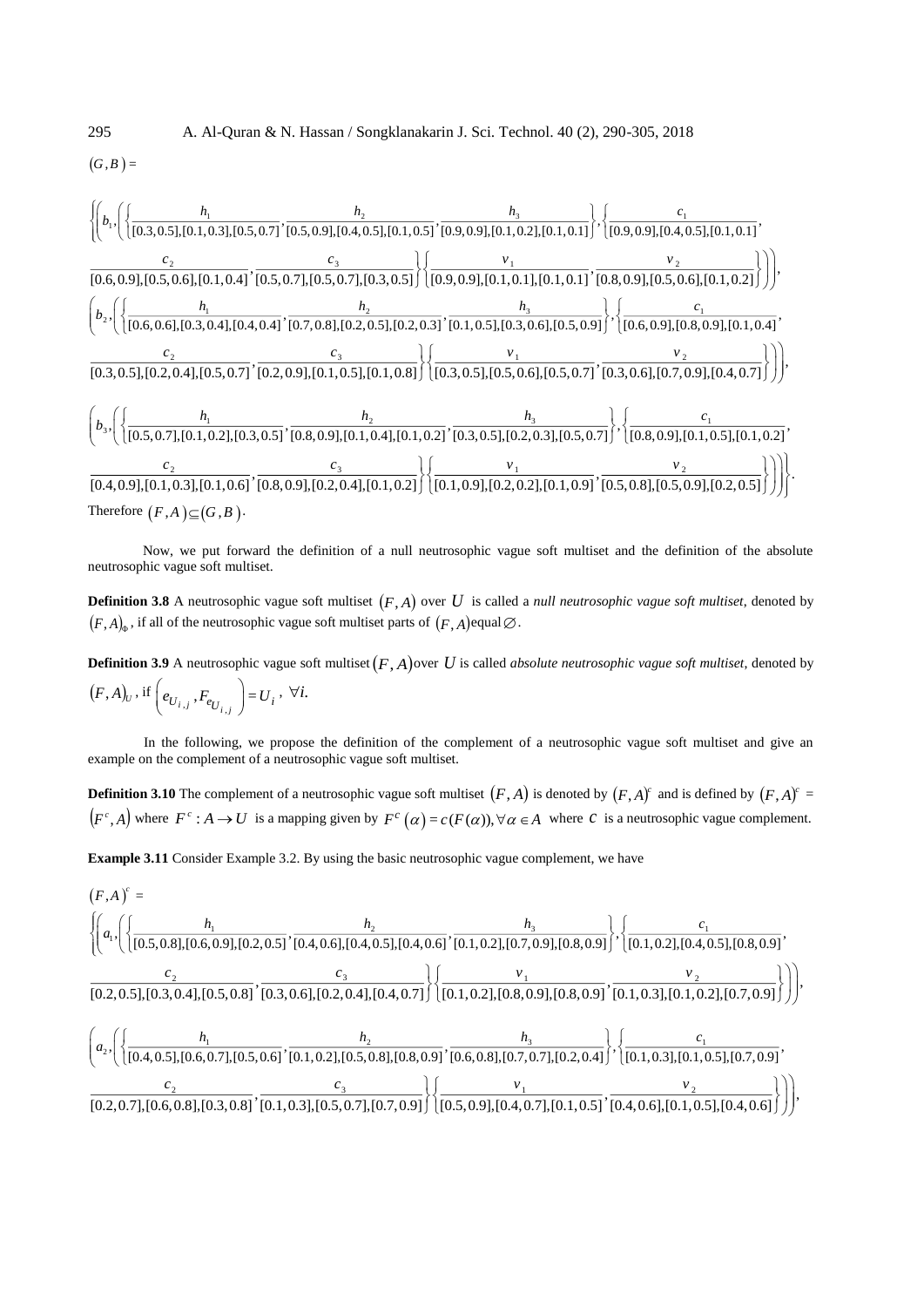$(G,B)=$

$$\left\{\left(b_1,\left(\left\{\frac{h_1}{[0.3,0.5],[0.1,0.3],[0.5,0.7]},\frac{h_2}{[0.5,0.9],[0.4,0.5],[0.1,0.5]},\frac{h_3}{[0.9,0.9],[0.1,0.2],[0.1,0.1]}\right\},\left\{\frac{c_1}{[0.9,0.9],[0.4,0.5],[0.1,0.1]},\right.\right.\right.\right.$$

$$\left.\left.\left.\frac{c_2}{[0.6,0.9],[0.5,0.6],[0.1,0.4]},\frac{c_3}{[0.5,0.7],[0.5,0.7],[0.3,0.5]}\right\}\left\{\frac{v_1}{[0.9,0.9],[0.1,0.1],[0.1,0.1]},\frac{v_2}{[0.8,0.9],[0.5,0.6],[0.1,0.2]}\right\}\right)\right),$$

$$\left(b_2,\left(\left\{\frac{h_1}{[0.6,0.6],[0.3,0.4],[0.4,0.4]},\frac{h_2}{[0.7,0.8],[0.2,0.5],[0.2,0.3]},\frac{h_3}{[0.1,0.5],[0.3,0.6],[0.5,0.9]}\right\},\left\{\frac{c_1}{[0.6,0.9],[0.8,0.9],[0.1,0.4]},\right.\right.\right.$$

$$\left.\left.\left.\frac{c_2}{[0.3,0.5],[0.2,0.4],[0.5,0.7]},\frac{c_3}{[0.2,0.9],[0.1,0.5],[0.1,0.8]}\right\}\left\{\frac{v_1}{[0.3,0.5],[0.5,0.6],[0.5,0.7]},\frac{v_2}{[0.3,0.6],[0.7,0.9],[0.4,0.7]}\right\}\right)\right),$$

$$\left(b_3,\left(\left\{\frac{h_1}{[0.5,0.7],[0.1,0.2],[0.3,0.5]},\frac{h_2}{[0.8,0.9],[0.1,0.4],[0.1,0.2]},\frac{h_3}{[0.3,0.5],[0.2,0.3],[0.5,0.7]}\right\},\left\{\frac{c_1}{[0.8,0.9],[0.1,0.5],[0.1,0.2]},\right.\right.\right.$$

$$\left.\left.\left.\left.\frac{c_2}{[0.4,0.9],[0.1,0.3],[0.1,0.6]},\frac{c_3}{[0.8,0.9],[0.2,0.4],[0.1,0.2]}\right\}\left\{\frac{v_1}{[0.1,0.9],[0.2,0.2],[0.1,0.9]},\frac{v_2}{[0.5,0.8],[0.5,0.9],[0.2,0.5]}\right\}\right)\right)\right\}.$$

Therefore $(F,A)\subseteq(G,B)$.

Now, we put forward the definition of a null neutrosophic vague soft multiset and the definition of the absolute neutrosophic vague soft multiset.

**Definition 3.8** A neutrosophic vague soft multiset $(F,A)$ over $U$ is called a *null neutrosophic vague soft multiset*, denoted by $(F,A)_\Phi$, if all of the neutrosophic vague soft multiset parts of $(F,A)$ equal $\varnothing$.

**Definition 3.9** A neutrosophic vague soft multiset $(F,A)$ over $U$ is called *absolute neutrosophic vague soft multiset*, denoted by $(F,A)_U$, if $\left(e_{U_{i,j}},F_{e_{U_{i,j}}}\right)=U_i$, $\forall i.$

In the following, we propose the definition of the complement of a neutrosophic vague soft multiset and give an example on the complement of a neutrosophic vague soft multiset.

**Definition 3.10** The complement of a neutrosophic vague soft multiset $(F,A)$ is denoted by $(F,A)^c$ and is defined by $(F,A)^c$ = $(F^c,A)$ where $F^c:A\to U$ is a mapping given by $F^c(\alpha)=c(F(\alpha)),\forall\alpha\in A$ where $c$ is a neutrosophic vague complement.

**Example 3.11** Consider Example 3.2. By using the basic neutrosophic vague complement, we have

$(F,A)^c$ =

$$\left\{\left(a_1,\left(\left\{\frac{h_1}{[0.5,0.8],[0.6,0.9],[0.2,0.5]},\frac{h_2}{[0.4,0.6],[0.4,0.5],[0.4,0.6]},\frac{h_3}{[0.1,0.2],[0.7,0.9],[0.8,0.9]}\right\},\left\{\frac{c_1}{[0.1,0.2],[0.4,0.5],[0.8,0.9]},\right.\right.\right.\right.$$

$$\left.\left.\left.\frac{c_2}{[0.2,0.5],[0.3,0.4],[0.5,0.8]},\frac{c_3}{[0.3,0.6],[0.2,0.4],[0.4,0.7]}\right\}\left\{\frac{v_1}{[0.1,0.2],[0.8,0.9],[0.8,0.9]},\frac{v_2}{[0.1,0.3],[0.1,0.2],[0.7,0.9]}\right\}\right)\right),$$

$$\left(a_2,\left(\left\{\frac{h_1}{[0.4,0.5],[0.6,0.7],[0.5,0.6]},\frac{h_2}{[0.1,0.2],[0.5,0.8],[0.8,0.9]},\frac{h_3}{[0.6,0.8],[0.7,0.7],[0.2,0.4]}\right\},\left\{\frac{c_1}{[0.1,0.3],[0.1,0.5],[0.7,0.9]},\right.\right.\right.$$

$$\left.\left.\left.\frac{c_2}{[0.2,0.7],[0.6,0.8],[0.3,0.8]},\frac{c_3}{[0.1,0.3],[0.5,0.7],[0.7,0.9]}\right\}\left\{\frac{v_1}{[0.5,0.9],[0.4,0.7],[0.1,0.5]},\frac{v_2}{[0.4,0.6],[0.1,0.5],[0.4,0.6]}\right\}\right)\right),$$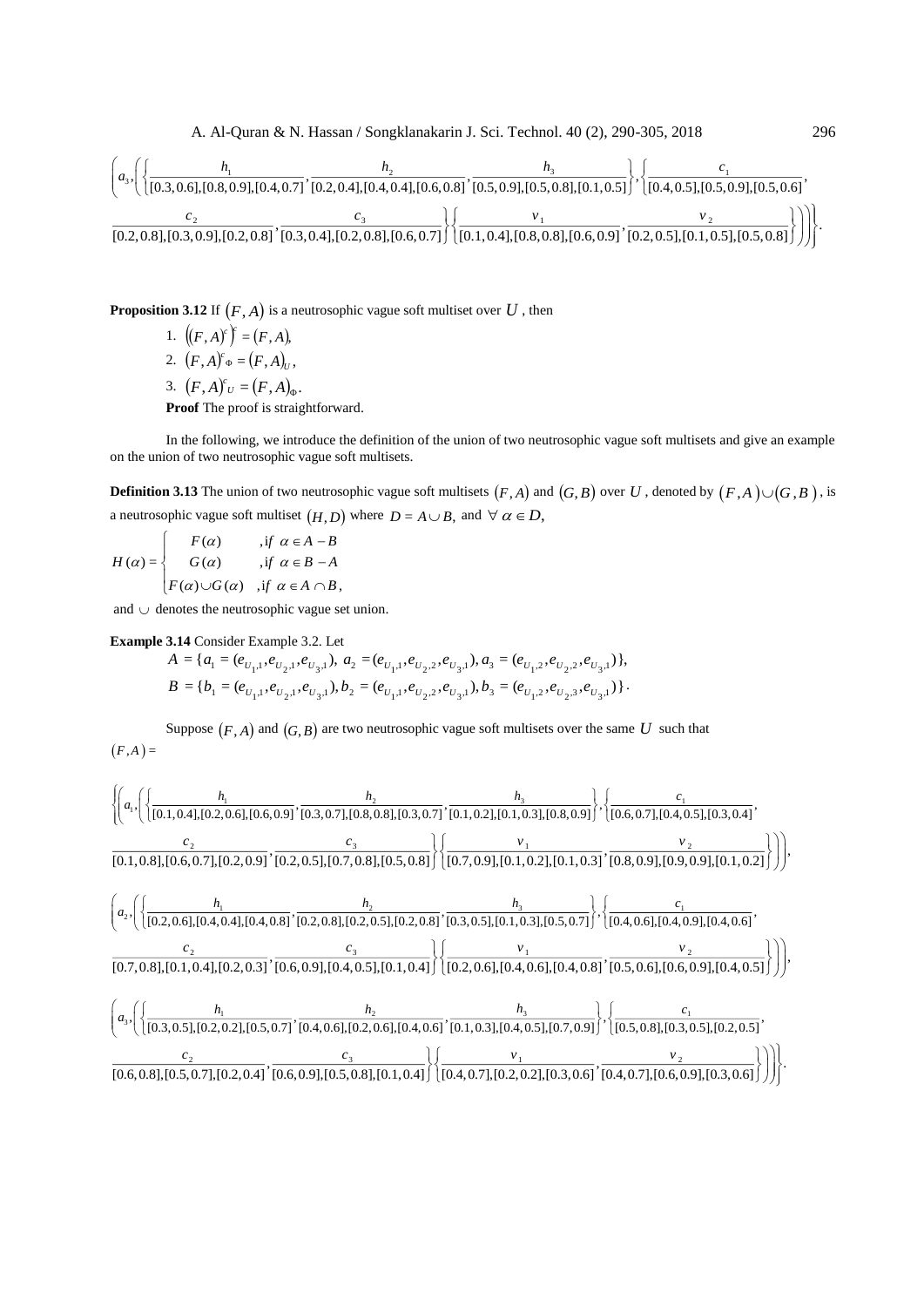$$\left(a_3,\left(\left\{\frac{h_1}{[0.3,0.6],[0.8,0.9],[0.4,0.7]},\frac{h_2}{[0.2,0.4],[0.4,0.4],[0.6,0.8]},\frac{h_3}{[0.5,0.9],[0.5,0.8],[0.1,0.5]}\right\},\left\{\frac{c_1}{[0.4,0.5],[0.5,0.9],[0.5,0.6]},\right.\right.\right.$$

$$\left.\left.\left.\frac{c_2}{[0.2,0.8],[0.3,0.9],[0.2,0.8]},\frac{c_3}{[0.3,0.4],[0.2,0.8],[0.6,0.7]}\right\}\left\{\frac{v_1}{[0.1,0.4],[0.8,0.8],[0.6,0.9]},\frac{v_2}{[0.2,0.5],[0.1,0.5],[0.5,0.8]}\right\}\right)\right)\Bigg\}.$$

**Proposition 3.12** If $(F,A)$ is a neutrosophic vague soft multiset over $U$, then

1. $((F,A)^c)^c = (F,A)$,
2. $(F,A)^c{}_\Phi = (F,A)_U$,
3. $(F,A)^c{}_U = (F,A)_\Phi$.

**Proof** The proof is straightforward.

In the following, we introduce the definition of the union of two neutrosophic vague soft multisets and give an example on the union of two neutrosophic vague soft multisets.

**Definition 3.13** The union of two neutrosophic vague soft multisets $(F,A)$ and $(G,B)$ over $U$, denoted by $(F,A)\cup(G,B)$, is a neutrosophic vague soft multiset $(H,D)$ where $D = A\cup B$, and $\forall\ \alpha \in D$,

$$H(\alpha) = \begin{cases} F(\alpha) & ,\text{if } \alpha \in A-B \\ G(\alpha) & ,\text{if } \alpha \in B-A \\ F(\alpha)\cup G(\alpha) & ,\text{if } \alpha \in A\cap B, \end{cases}$$

and $\cup$ denotes the neutrosophic vague set union.

**Example 3.14** Consider Example 3.2. Let

$$A = \{a_1 = (e_{U_1,1}, e_{U_2,1}, e_{U_3,1}),\ a_2 = (e_{U_1,1}, e_{U_2,2}, e_{U_3,1}), a_3 = (e_{U_1,2}, e_{U_2,2}, e_{U_3,1})\},$$

$$B = \{b_1 = (e_{U_1,1}, e_{U_2,1}, e_{U_3,1}), b_2 = (e_{U_1,1}, e_{U_2,2}, e_{U_3,1}), b_3 = (e_{U_1,2}, e_{U_2,3}, e_{U_3,1})\}.$$

Suppose $(F,A)$ and $(G,B)$ are two neutrosophic vague soft multisets over the same $U$ such that

$(F,A) =$

$$\Bigg\{\left(a_1,\left(\left\{\frac{h_1}{[0.1,0.4],[0.2,0.6],[0.6,0.9]},\frac{h_2}{[0.3,0.7],[0.8,0.8],[0.3,0.7]},\frac{h_3}{[0.1,0.2],[0.1,0.3],[0.8,0.9]}\right\},\left\{\frac{c_1}{[0.6,0.7],[0.4,0.5],[0.3,0.4]},\right.\right.\right.$$

$$\left.\left.\left.\frac{c_2}{[0.1,0.8],[0.6,0.7],[0.2,0.9]},\frac{c_3}{[0.2,0.5],[0.7,0.8],[0.5,0.8]}\right\}\left\{\frac{v_1}{[0.7,0.9],[0.1,0.2],[0.1,0.3]},\frac{v_2}{[0.8,0.9],[0.9,0.9],[0.1,0.2]}\right\}\right)\right),$$

$$\left(a_2,\left(\left\{\frac{h_1}{[0.2,0.6],[0.4,0.4],[0.4,0.8]},\frac{h_2}{[0.2,0.8],[0.2,0.5],[0.2,0.8]},\frac{h_3}{[0.3,0.5],[0.1,0.3],[0.5,0.7]}\right\},\left\{\frac{c_1}{[0.4,0.6],[0.4,0.9],[0.4,0.6]},\right.\right.\right.$$

$$\left.\left.\left.\frac{c_2}{[0.7,0.8],[0.1,0.4],[0.2,0.3]},\frac{c_3}{[0.6,0.9],[0.4,0.5],[0.1,0.4]}\right\}\left\{\frac{v_1}{[0.2,0.6],[0.4,0.6],[0.4,0.8]},\frac{v_2}{[0.5,0.6],[0.6,0.9],[0.4,0.5]}\right\}\right)\right),$$

$$\left(a_3,\left(\left\{\frac{h_1}{[0.3,0.5],[0.2,0.2],[0.5,0.7]},\frac{h_2}{[0.4,0.6],[0.2,0.6],[0.4,0.6]},\frac{h_3}{[0.1,0.3],[0.4,0.5],[0.7,0.9]}\right\},\left\{\frac{c_1}{[0.5,0.8],[0.3,0.5],[0.2,0.5]},\right.\right.\right.$$

$$\left.\left.\left.\frac{c_2}{[0.6,0.8],[0.5,0.7],[0.2,0.4]},\frac{c_3}{[0.6,0.9],[0.5,0.8],[0.1,0.4]}\right\}\left\{\frac{v_1}{[0.4,0.7],[0.2,0.2],[0.3,0.6]},\frac{v_2}{[0.4,0.7],[0.6,0.9],[0.3,0.6]}\right\}\right)\right)\Bigg\}.$$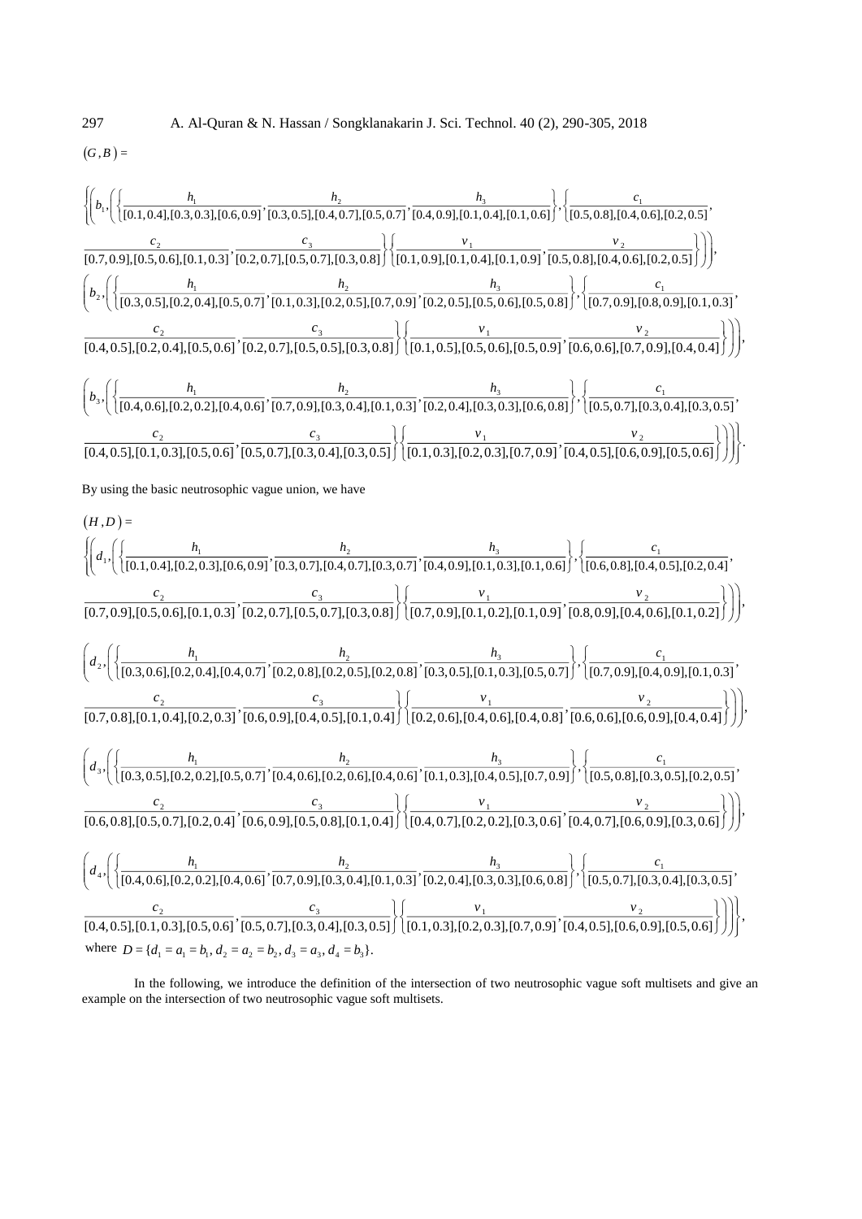$(G, B) =$

$$\left\{\left(b_1, \left(\left\{\frac{h_1}{[0.1,0.4],[0.3,0.3],[0.6,0.9]}, \frac{h_2}{[0.3,0.5],[0.4,0.7],[0.5,0.7]}, \frac{h_3}{[0.4,0.9],[0.1,0.4],[0.1,0.6]}\right\}, \left\{\frac{c_1}{[0.5,0.8],[0.4,0.6],[0.2,0.5]},\right.\right.\right.\right.$$

$$\left.\left.\left.\frac{c_2}{[0.7,0.9],[0.5,0.6],[0.1,0.3]}, \frac{c_3}{[0.2,0.7],[0.5,0.7],[0.3,0.8]}\right\}\left\{\frac{v_1}{[0.1,0.9],[0.1,0.4],[0.1,0.9]}, \frac{v_2}{[0.5,0.8],[0.4,0.6],[0.2,0.5]}\right\}\right)\right),$$

$$\left(b_2, \left(\left\{\frac{h_1}{[0.3,0.5],[0.2,0.4],[0.5,0.7]}, \frac{h_2}{[0.1,0.3],[0.2,0.5],[0.7,0.9]}, \frac{h_3}{[0.2,0.5],[0.5,0.6],[0.5,0.8]}\right\}, \left\{\frac{c_1}{[0.7,0.9],[0.8,0.9],[0.1,0.3]},\right.\right.\right.$$

$$\left.\left.\left.\frac{c_2}{[0.4,0.5],[0.2,0.4],[0.5,0.6]}, \frac{c_3}{[0.2,0.7],[0.5,0.5],[0.3,0.8]}\right\}\left\{\frac{v_1}{[0.1,0.5],[0.5,0.6],[0.5,0.9]}, \frac{v_2}{[0.6,0.6],[0.7,0.9],[0.4,0.4]}\right\}\right)\right),$$

$$\left(b_3, \left(\left\{\frac{h_1}{[0.4,0.6],[0.2,0.2],[0.4,0.6]}, \frac{h_2}{[0.7,0.9],[0.3,0.4],[0.1,0.3]}, \frac{h_3}{[0.2,0.4],[0.3,0.3],[0.6,0.8]}\right\}, \left\{\frac{c_1}{[0.5,0.7],[0.3,0.4],[0.3,0.5]},\right.\right.\right.$$

$$\left.\left.\left.\left.\frac{c_2}{[0.4,0.5],[0.1,0.3],[0.5,0.6]}, \frac{c_3}{[0.5,0.7],[0.3,0.4],[0.3,0.5]}\right\}\left\{\frac{v_1}{[0.1,0.3],[0.2,0.3],[0.7,0.9]}, \frac{v_2}{[0.4,0.5],[0.6,0.9],[0.5,0.6]}\right\}\right)\right)\right\}.$$

By using the basic neutrosophic vague union, we have

$(H, D) =$

$$\left\{\left(d_1, \left(\left\{\frac{h_1}{[0.1,0.4],[0.2,0.3],[0.6,0.9]}, \frac{h_2}{[0.3,0.7],[0.4,0.7],[0.3,0.7]}, \frac{h_3}{[0.4,0.9],[0.1,0.3],[0.1,0.6]}\right\}, \left\{\frac{c_1}{[0.6,0.8],[0.4,0.5],[0.2,0.4]},\right.\right.\right.\right.$$

$$\left.\left.\left.\frac{c_2}{[0.7,0.9],[0.5,0.6],[0.1,0.3]}, \frac{c_3}{[0.2,0.7],[0.5,0.7],[0.3,0.8]}\right\}\left\{\frac{v_1}{[0.7,0.9],[0.1,0.2],[0.1,0.9]}, \frac{v_2}{[0.8,0.9],[0.4,0.6],[0.1,0.2]}\right\}\right)\right),$$

$$\left(d_2, \left(\left\{\frac{h_1}{[0.3,0.6],[0.2,0.4],[0.4,0.7]}, \frac{h_2}{[0.2,0.8],[0.2,0.5],[0.2,0.8]}, \frac{h_3}{[0.3,0.5],[0.1,0.3],[0.5,0.7]}\right\}, \left\{\frac{c_1}{[0.7,0.9],[0.4,0.9],[0.1,0.3]},\right.\right.\right.$$

$$\left.\left.\left.\frac{c_2}{[0.7,0.8],[0.1,0.4],[0.2,0.3]}, \frac{c_3}{[0.6,0.9],[0.4,0.5],[0.1,0.4]}\right\}\left\{\frac{v_1}{[0.2,0.6],[0.4,0.6],[0.4,0.8]}, \frac{v_2}{[0.6,0.6],[0.6,0.9],[0.4,0.4]}\right\}\right)\right),$$

$$\left(d_3, \left(\left\{\frac{h_1}{[0.3,0.5],[0.2,0.2],[0.5,0.7]}, \frac{h_2}{[0.4,0.6],[0.2,0.6],[0.4,0.6]}, \frac{h_3}{[0.1,0.3],[0.4,0.5],[0.7,0.9]}\right\}, \left\{\frac{c_1}{[0.5,0.8],[0.3,0.5],[0.2,0.5]},\right.\right.\right.$$

$$\left.\left.\left.\frac{c_2}{[0.6,0.8],[0.5,0.7],[0.2,0.4]}, \frac{c_3}{[0.6,0.9],[0.5,0.8],[0.1,0.4]}\right\}\left\{\frac{v_1}{[0.4,0.7],[0.2,0.2],[0.3,0.6]}, \frac{v_2}{[0.4,0.7],[0.6,0.9],[0.3,0.6]}\right\}\right)\right),$$

$$\left(d_4, \left(\left\{\frac{h_1}{[0.4,0.6],[0.2,0.2],[0.4,0.6]}, \frac{h_2}{[0.7,0.9],[0.3,0.4],[0.1,0.3]}, \frac{h_3}{[0.2,0.4],[0.3,0.3],[0.6,0.8]}\right\}, \left\{\frac{c_1}{[0.5,0.7],[0.3,0.4],[0.3,0.5]},\right.\right.\right.$$

$$\left.\left.\left.\left.\frac{c_2}{[0.4,0.5],[0.1,0.3],[0.5,0.6]}, \frac{c_3}{[0.5,0.7],[0.3,0.4],[0.3,0.5]}\right\}\left\{\frac{v_1}{[0.1,0.3],[0.2,0.3],[0.7,0.9]}, \frac{v_2}{[0.4,0.5],[0.6,0.9],[0.5,0.6]}\right\}\right)\right)\right\},$$

where $D = \{d_1 = a_1 = b_1, d_2 = a_2 = b_2, d_3 = a_3, d_4 = b_3\}$.

In the following, we introduce the definition of the intersection of two neutrosophic vague soft multisets and give an example on the intersection of two neutrosophic vague soft multisets.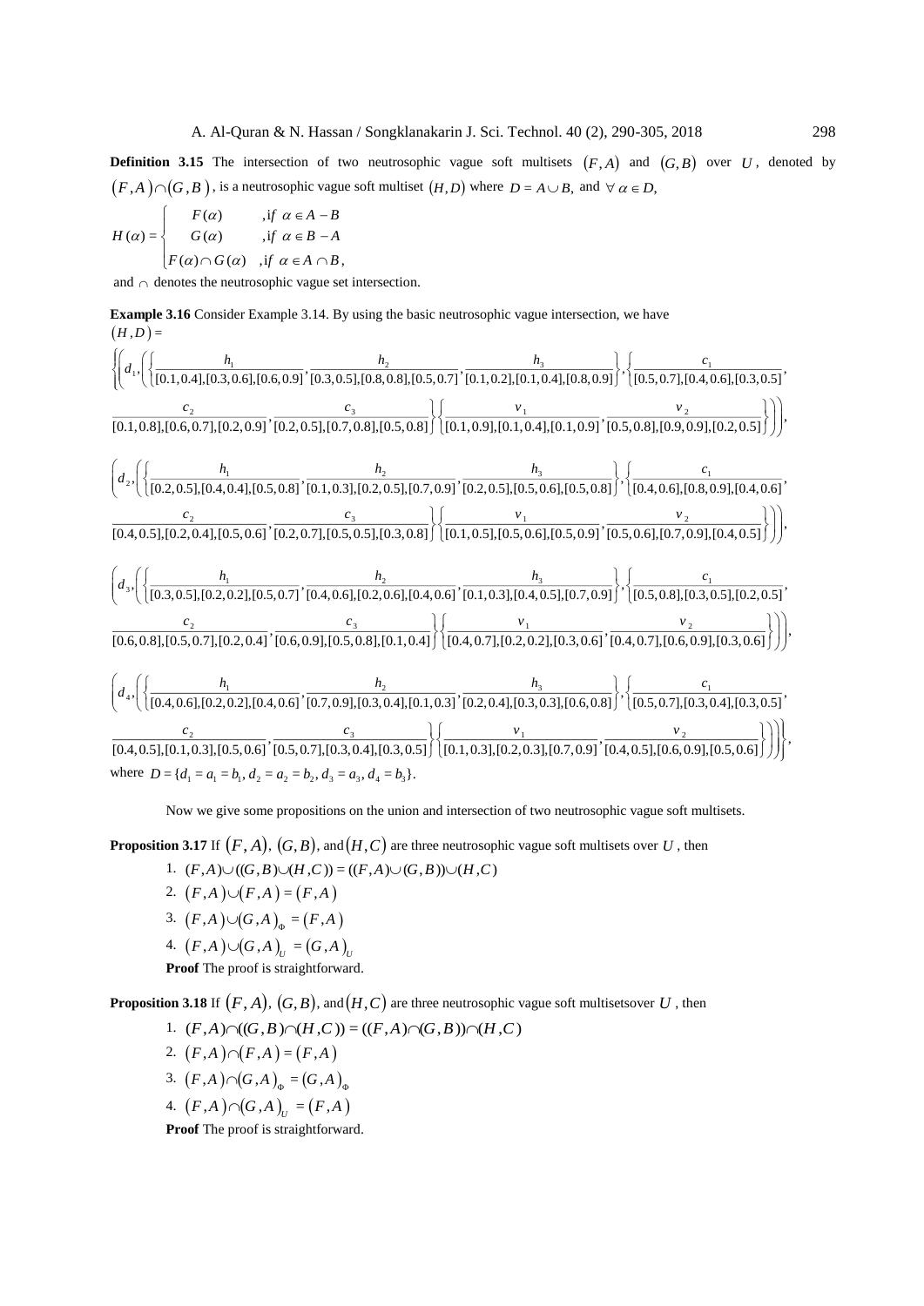**Definition 3.15** The intersection of two neutrosophic vague soft multisets $(F,A)$ and $(G,B)$ over $U$, denoted by $(F,A)\cap(G,B)$, is a neutrosophic vague soft multiset $(H,D)$ where $D = A\cup B$, and $\forall\ \alpha \in D$,

$$H(\alpha) = \begin{cases} F(\alpha) & ,if\ \ \alpha \in A-B \\ G(\alpha) & ,if\ \ \alpha \in B-A \\ F(\alpha)\cap G(\alpha) & ,if\ \ \alpha \in A\cap B, \end{cases}$$

and $\cap$ denotes the neutrosophic vague set intersection.

**Example 3.16** Consider Example 3.14. By using the basic neutrosophic vague intersection, we have

$(H,D) =$

$$\left\{\left(d_1,\left(\left\{\frac{h_1}{[0.1,0.4],[0.3,0.6],[0.6,0.9]},\frac{h_2}{[0.3,0.5],[0.8,0.8],[0.5,0.7]},\frac{h_3}{[0.1,0.2],[0.1,0.4],[0.8,0.9]}\right\},\left\{\frac{c_1}{[0.5,0.7],[0.4,0.6],[0.3,0.5]},\right.\right.\right.\right.$$

$$\left.\left.\left.\frac{c_2}{[0.1,0.8],[0.6,0.7],[0.2,0.9]},\frac{c_3}{[0.2,0.5],[0.7,0.8],[0.5,0.8]}\right\}\left\{\frac{v_1}{[0.1,0.9],[0.1,0.4],[0.1,0.9]},\frac{v_2}{[0.5,0.8],[0.9,0.9],[0.2,0.5]}\right\}\right)\right),$$

$$\left(d_2,\left(\left\{\frac{h_1}{[0.2,0.5],[0.4,0.4],[0.5,0.8]},\frac{h_2}{[0.1,0.3],[0.2,0.5],[0.7,0.9]},\frac{h_3}{[0.2,0.5],[0.5,0.6],[0.5,0.8]}\right\},\left\{\frac{c_1}{[0.4,0.6],[0.8,0.9],[0.4,0.6]},\right.\right.\right.$$

$$\left.\left.\left.\frac{c_2}{[0.4,0.5],[0.2,0.4],[0.5,0.6]},\frac{c_3}{[0.2,0.7],[0.5,0.5],[0.3,0.8]}\right\}\left\{\frac{v_1}{[0.1,0.5],[0.5,0.6],[0.5,0.9]},\frac{v_2}{[0.5,0.6],[0.7,0.9],[0.4,0.5]}\right\}\right)\right),$$

$$\left(d_3,\left(\left\{\frac{h_1}{[0.3,0.5],[0.2,0.2],[0.5,0.7]},\frac{h_2}{[0.4,0.6],[0.2,0.6],[0.4,0.6]},\frac{h_3}{[0.1,0.3],[0.4,0.5],[0.7,0.9]}\right\},\left\{\frac{c_1}{[0.5,0.8],[0.3,0.5],[0.2,0.5]},\right.\right.\right.$$

$$\left.\left.\left.\frac{c_2}{[0.6,0.8],[0.5,0.7],[0.2,0.4]},\frac{c_3}{[0.6,0.9],[0.5,0.8],[0.1,0.4]}\right\}\left\{\frac{v_1}{[0.4,0.7],[0.2,0.2],[0.3,0.6]},\frac{v_2}{[0.4,0.7],[0.6,0.9],[0.3,0.6]}\right\}\right)\right),$$

$$\left(d_4,\left(\left\{\frac{h_1}{[0.4,0.6],[0.2,0.2],[0.4,0.6]},\frac{h_2}{[0.7,0.9],[0.3,0.4],[0.1,0.3]},\frac{h_3}{[0.2,0.4],[0.3,0.3],[0.6,0.8]}\right\},\left\{\frac{c_1}{[0.5,0.7],[0.3,0.4],[0.3,0.5]},\right.\right.\right.$$

$$\left.\left.\left.\left.\frac{c_2}{[0.4,0.5],[0.1,0.3],[0.5,0.6]},\frac{c_3}{[0.5,0.7],[0.3,0.4],[0.3,0.5]}\right\}\left\{\frac{v_1}{[0.1,0.3],[0.2,0.3],[0.7,0.9]},\frac{v_2}{[0.4,0.5],[0.6,0.9],[0.5,0.6]}\right\}\right)\right)\right\},$$

where $D = \{d_1 = a_1 = b_1, d_2 = a_2 = b_2, d_3 = a_3, d_4 = b_3\}$.

Now we give some propositions on the union and intersection of two neutrosophic vague soft multisets.

**Proposition 3.17** If $(F,A)$, $(G,B)$, and $(H,C)$ are three neutrosophic vague soft multisets over $U$, then

1. $(F,A)\cup((G,B)\cup(H,C)) = ((F,A)\cup(G,B))\cup(H,C)$
2. $(F,A)\cup(F,A) = (F,A)$
3. $(F,A)\cup(G,A)_{\Phi} = (F,A)$
4. $(F,A)\cup(G,A)_{U} = (G,A)_{U}$

**Proof** The proof is straightforward.

**Proposition 3.18** If $(F,A)$, $(G,B)$, and $(H,C)$ are three neutrosophic vague soft multisetsover $U$, then

1. $(F,A)\cap((G,B)\cap(H,C)) = ((F,A)\cap(G,B))\cap(H,C)$
2. $(F,A)\cap(F,A) = (F,A)$
3. $(F,A)\cap(G,A)_{\Phi} = (G,A)_{\Phi}$
4. $(F,A)\cap(G,A)_{U} = (F,A)$

**Proof** The proof is straightforward.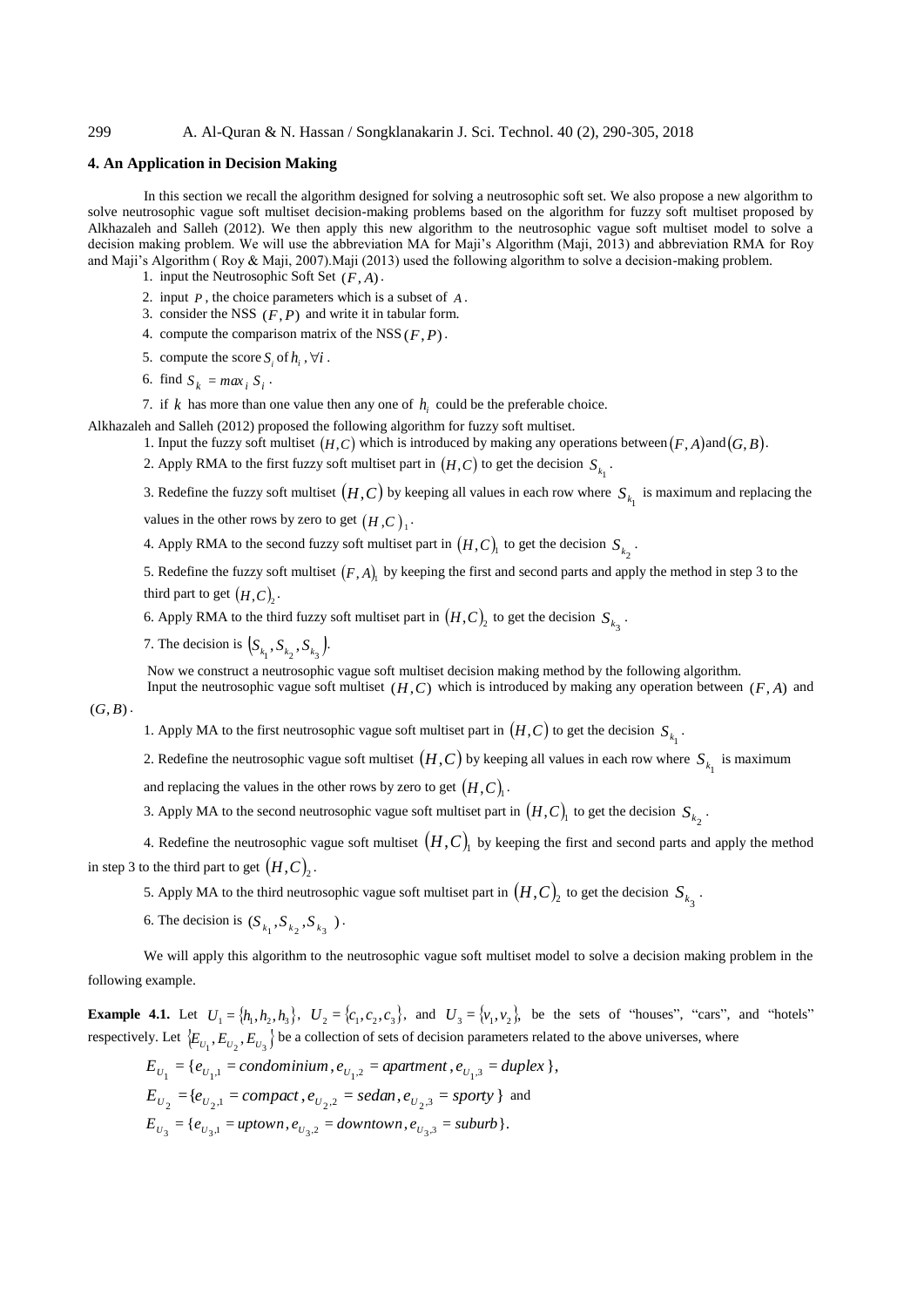## 4. An Application in Decision Making

In this section we recall the algorithm designed for solving a neutrosophic soft set. We also propose a new algorithm to solve neutrosophic vague soft multiset decision-making problems based on the algorithm for fuzzy soft multiset proposed by Alkhazaleh and Salleh (2012). We then apply this new algorithm to the neutrosophic vague soft multiset model to solve a decision making problem. We will use the abbreviation MA for Maji's Algorithm (Maji, 2013) and abbreviation RMA for Roy and Maji's Algorithm ( Roy & Maji, 2007).Maji (2013) used the following algorithm to solve a decision-making problem.

1. input the Neutrosophic Soft Set $(F, A)$.
2. input $P$, the choice parameters which is a subset of $A$.
3. consider the NSS $(F, P)$ and write it in tabular form.
4. compute the comparison matrix of the NSS $(F, P)$.
5. compute the score $S_i$ of $h_i$, $\forall i$.
6. find $S_k = max_i\ S_i$.
7. if $k$ has more than one value then any one of $h_i$ could be the preferable choice.

Alkhazaleh and Salleh (2012) proposed the following algorithm for fuzzy soft multiset.

1. Input the fuzzy soft multiset $(H, C)$ which is introduced by making any operations between $(F, A)$ and $(G, B)$.
2. Apply RMA to the first fuzzy soft multiset part in $(H, C)$ to get the decision $S_{k_1}$.
3. Redefine the fuzzy soft multiset $(H, C)$ by keeping all values in each row where $S_{k_1}$ is maximum and replacing the values in the other rows by zero to get $(H, C)_1$.
4. Apply RMA to the second fuzzy soft multiset part in $(H, C)_1$ to get the decision $S_{k_2}$.
5. Redefine the fuzzy soft multiset $(F, A)_1$ by keeping the first and second parts and apply the method in step 3 to the third part to get $(H, C)_2$.
6. Apply RMA to the third fuzzy soft multiset part in $(H, C)_2$ to get the decision $S_{k_3}$.
7. The decision is $(S_{k_1}, S_{k_2}, S_{k_3})$.

Now we construct a neutrosophic vague soft multiset decision making method by the following algorithm.
Input the neutrosophic vague soft multiset $(H, C)$ which is introduced by making any operation between $(F, A)$ and $(G, B)$.

1. Apply MA to the first neutrosophic vague soft multiset part in $(H, C)$ to get the decision $S_{k_1}$.
2. Redefine the neutrosophic vague soft multiset $(H, C)$ by keeping all values in each row where $S_{k_1}$ is maximum and replacing the values in the other rows by zero to get $(H, C)_1$.
3. Apply MA to the second neutrosophic vague soft multiset part in $(H, C)_1$ to get the decision $S_{k_2}$.
4. Redefine the neutrosophic vague soft multiset $(H, C)_1$ by keeping the first and second parts and apply the method in step 3 to the third part to get $(H, C)_2$.
5. Apply MA to the third neutrosophic vague soft multiset part in $(H, C)_2$ to get the decision $S_{k_3}$.
6. The decision is $(S_{k_1}, S_{k_2}, S_{k_3})$.

We will apply this algorithm to the neutrosophic vague soft multiset model to solve a decision making problem in the following example.

**Example 4.1.** Let $U_1 = \{h_1, h_2, h_3\}$, $U_2 = \{c_1, c_2, c_3\}$, and $U_3 = \{v_1, v_2\}$, be the sets of "houses", "cars", and "hotels" respectively. Let $\{E_{U_1}, E_{U_2}, E_{U_3}\}$ be a collection of sets of decision parameters related to the above universes, where

$$E_{U_1} = \{e_{U_1,1} = condominium, e_{U_1,2} = apartment, e_{U_1,3} = duplex\},$$

$$E_{U_2} = \{e_{U_2,1} = compact, e_{U_2,2} = sedan, e_{U_2,3} = sporty\} \text{ and}$$

$$E_{U_3} = \{e_{U_3,1} = uptown, e_{U_3,2} = downtown, e_{U_3,3} = suburb\}.$$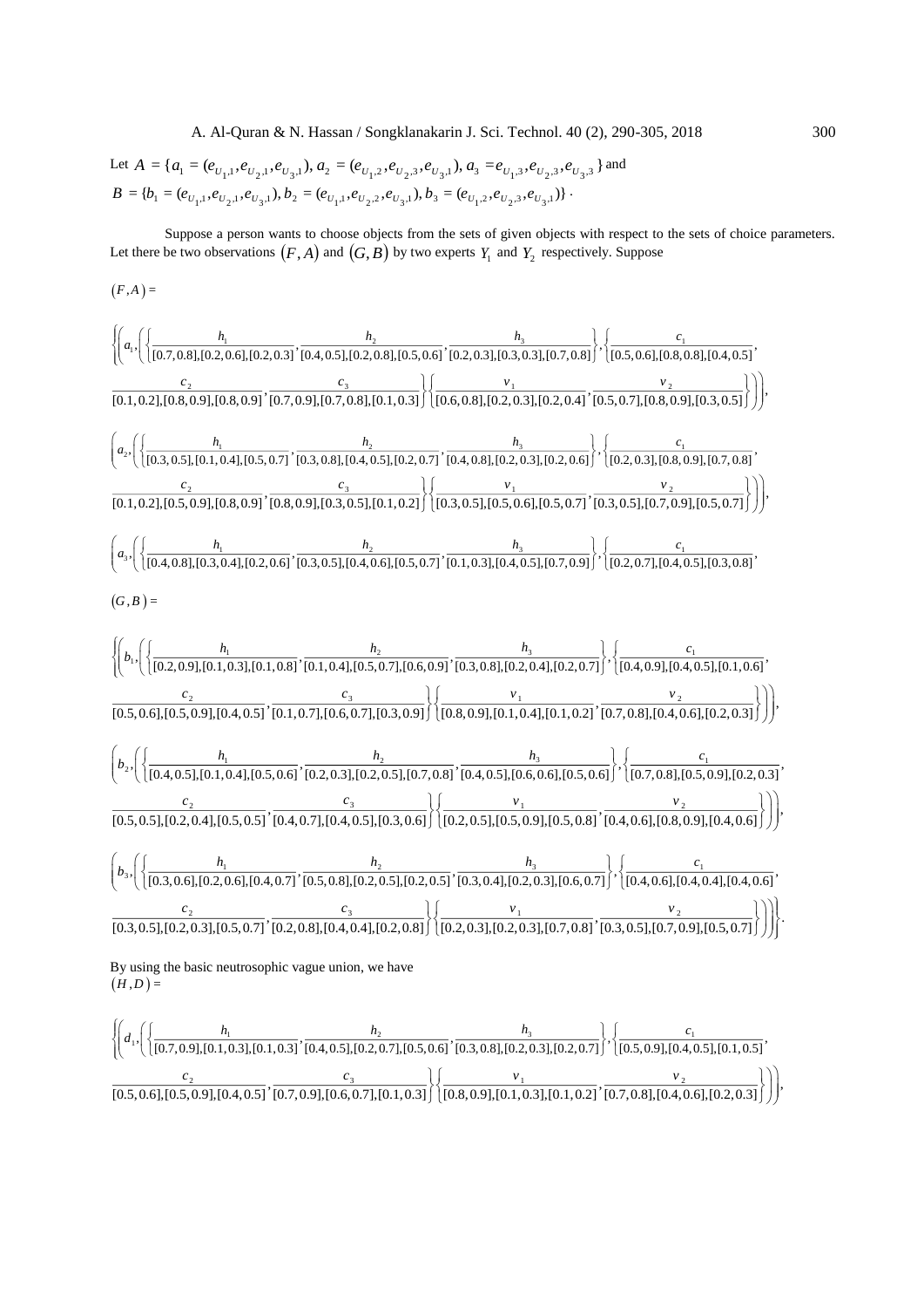Let $A = \{a_1 = (e_{U_1,1}, e_{U_2,1}, e_{U_3,1}),\ a_2 = (e_{U_1,2}, e_{U_2,3}, e_{U_3,1}),\ a_3 = e_{U_1,3}, e_{U_2,3}, e_{U_3,3}\}$ and
$B = \{b_1 = (e_{U_1,1}, e_{U_2,1}, e_{U_3,1}),\ b_2 = (e_{U_1,1}, e_{U_2,2}, e_{U_3,1}),\ b_3 = (e_{U_1,2}, e_{U_2,3}, e_{U_3,1})\}$.

Suppose a person wants to choose objects from the sets of given objects with respect to the sets of choice parameters. Let there be two observations $(F, A)$ and $(G, B)$ by two experts $Y_1$ and $Y_2$ respectively. Suppose

$(F, A) =$

$$\left\{\left(a_1, \left(\left\{\frac{h_1}{[0.7,0.8],[0.2,0.6],[0.2,0.3]}, \frac{h_2}{[0.4,0.5],[0.2,0.8],[0.5,0.6]}, \frac{h_3}{[0.2,0.3],[0.3,0.3],[0.7,0.8]}\right\}, \left\{\frac{c_1}{[0.5,0.6],[0.8,0.8],[0.4,0.5]},\right.\right.\right.\right.$$

$$\left.\left.\left.\frac{c_2}{[0.1,0.2],[0.8,0.9],[0.8,0.9]}, \frac{c_3}{[0.7,0.9],[0.7,0.8],[0.1,0.3]}\right\}\left\{\frac{v_1}{[0.6,0.8],[0.2,0.3],[0.2,0.4]}, \frac{v_2}{[0.5,0.7],[0.8,0.9],[0.3,0.5]}\right\}\right)\right),$$

$$\left(a_2, \left(\left\{\frac{h_1}{[0.3,0.5],[0.1,0.4],[0.5,0.7]}, \frac{h_2}{[0.3,0.8],[0.4,0.5],[0.2,0.7]}, \frac{h_3}{[0.4,0.8],[0.2,0.3],[0.2,0.6]}\right\}, \left\{\frac{c_1}{[0.2,0.3],[0.8,0.9],[0.7,0.8]},\right.\right.\right.$$

$$\left.\left.\left.\frac{c_2}{[0.1,0.2],[0.5,0.9],[0.8,0.9]}, \frac{c_3}{[0.8,0.9],[0.3,0.5],[0.1,0.2]}\right\}\left\{\frac{v_1}{[0.3,0.5],[0.5,0.6],[0.5,0.7]}, \frac{v_2}{[0.3,0.5],[0.7,0.9],[0.5,0.7]}\right\}\right)\right),$$

$$\left(a_3, \left(\left\{\frac{h_1}{[0.4,0.8],[0.3,0.4],[0.2,0.6]}, \frac{h_2}{[0.3,0.5],[0.4,0.6],[0.5,0.7]}, \frac{h_3}{[0.1,0.3],[0.4,0.5],[0.7,0.9]}\right\}, \left\{\frac{c_1}{[0.2,0.7],[0.4,0.5],[0.3,0.8]},\right.\right.\right.$$

$(G, B) =$

$$\left\{\left(b_1, \left(\left\{\frac{h_1}{[0.2,0.9],[0.1,0.3],[0.1,0.8]}, \frac{h_2}{[0.1,0.4],[0.5,0.7],[0.6,0.9]}, \frac{h_3}{[0.3,0.8],[0.2,0.4],[0.2,0.7]}\right\}, \left\{\frac{c_1}{[0.4,0.9],[0.4,0.5],[0.1,0.6]},\right.\right.\right.\right.$$

$$\left.\left.\left.\frac{c_2}{[0.5,0.6],[0.5,0.9],[0.4,0.5]}, \frac{c_3}{[0.1,0.7],[0.6,0.7],[0.3,0.9]}\right\}\left\{\frac{v_1}{[0.8,0.9],[0.1,0.4],[0.1,0.2]}, \frac{v_2}{[0.7,0.8],[0.4,0.6],[0.2,0.3]}\right\}\right)\right),$$

$$\left(b_2, \left(\left\{\frac{h_1}{[0.4,0.5],[0.1,0.4],[0.5,0.6]}, \frac{h_2}{[0.2,0.3],[0.2,0.5],[0.7,0.8]}, \frac{h_3}{[0.4,0.5],[0.6,0.6],[0.5,0.6]}\right\}, \left\{\frac{c_1}{[0.7,0.8],[0.5,0.9],[0.2,0.3]},\right.\right.\right.$$

$$\left.\left.\left.\frac{c_2}{[0.5,0.5],[0.2,0.4],[0.5,0.5]}, \frac{c_3}{[0.4,0.7],[0.4,0.5],[0.3,0.6]}\right\}\left\{\frac{v_1}{[0.2,0.5],[0.5,0.9],[0.5,0.8]}, \frac{v_2}{[0.4,0.6],[0.8,0.9],[0.4,0.6]}\right\}\right)\right),$$

$$\left(b_3, \left(\left\{\frac{h_1}{[0.3,0.6],[0.2,0.6],[0.4,0.7]}, \frac{h_2}{[0.5,0.8],[0.2,0.5],[0.2,0.5]}, \frac{h_3}{[0.3,0.4],[0.2,0.3],[0.6,0.7]}\right\}, \left\{\frac{c_1}{[0.4,0.6],[0.4,0.4],[0.4,0.6]},\right.\right.\right.$$

$$\left.\left.\left.\left.\frac{c_2}{[0.3,0.5],[0.2,0.3],[0.5,0.7]}, \frac{c_3}{[0.2,0.8],[0.4,0.4],[0.2,0.8]}\right\}\left\{\frac{v_1}{[0.2,0.3],[0.2,0.3],[0.7,0.8]}, \frac{v_2}{[0.3,0.5],[0.7,0.9],[0.5,0.7]}\right\}\right)\right)\right\}.$$

By using the basic neutrosophic vague union, we have
$(H, D) =$

$$\left\{\left(d_1, \left(\left\{\frac{h_1}{[0.7,0.9],[0.1,0.3],[0.1,0.3]}, \frac{h_2}{[0.4,0.5],[0.2,0.7],[0.5,0.6]}, \frac{h_3}{[0.3,0.8],[0.2,0.3],[0.2,0.7]}\right\}, \left\{\frac{c_1}{[0.5,0.9],[0.4,0.5],[0.1,0.5]},\right.\right.\right.\right.$$

$$\left.\left.\left.\frac{c_2}{[0.5,0.6],[0.5,0.9],[0.4,0.5]}, \frac{c_3}{[0.7,0.9],[0.6,0.7],[0.1,0.3]}\right\}\left\{\frac{v_1}{[0.8,0.9],[0.1,0.3],[0.1,0.2]}, \frac{v_2}{[0.7,0.8],[0.4,0.6],[0.2,0.3]}\right\}\right)\right),$$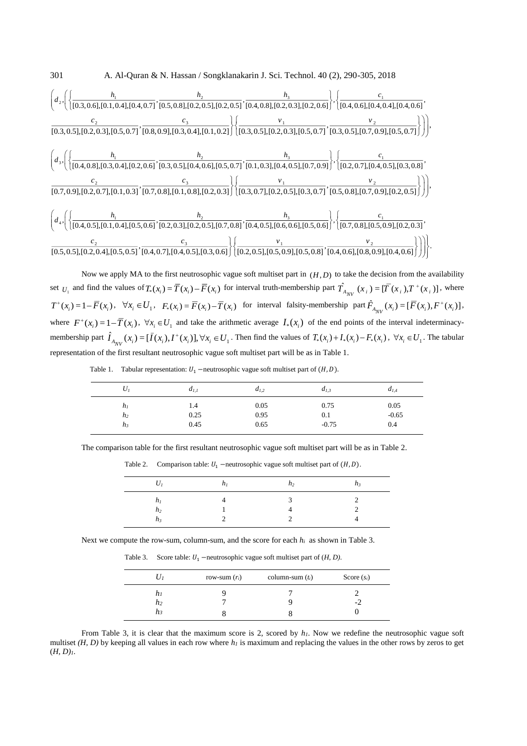$$\left(d_2,\left(\left\{\frac{h_1}{[0.3,0.6],[0.1,0.4],[0.4,0.7]},\frac{h_2}{[0.5,0.8],[0.2,0.5],[0.2,0.5]},\frac{h_3}{[0.4,0.8],[0.2,0.3],[0.2,0.6]}\right\},\left\{\frac{c_1}{[0.4,0.6],[0.4,0.4],[0.4,0.6]},\right.\right.\right.$$

$$\left.\left.\left.\frac{c_2}{[0.3,0.5],[0.2,0.3],[0.5,0.7]},\frac{c_3}{[0.8,0.9],[0.3,0.4],[0.1,0.2]}\right\}\left\{\frac{v_1}{[0.3,0.5],[0.2,0.3],[0.5,0.7]},\frac{v_2}{[0.3,0.5],[0.7,0.9],[0.5,0.7]}\right\}\right)\right),$$

$$\left(d_3,\left(\left\{\frac{h_1}{[0.4,0.8],[0.3,0.4],[0.2,0.6]},\frac{h_2}{[0.3,0.5],[0.4,0.6],[0.5,0.7]},\frac{h_3}{[0.1,0.3],[0.4,0.5],[0.7,0.9]}\right\},\left\{\frac{c_1}{[0.2,0.7],[0.4,0.5],[0.3,0.8]},\right.\right.\right.$$

$$\left.\left.\left.\frac{c_2}{[0.7,0.9],[0.2,0.7],[0.1,0.3]},\frac{c_3}{[0.7,0.8],[0.1,0.8],[0.2,0.3]}\right\}\left\{\frac{v_1}{[0.3,0.7],[0.2,0.5],[0.3,0.7]},\frac{v_2}{[0.5,0.8],[0.7,0.9],[0.2,0.5]}\right\}\right)\right),$$

$$\left(d_4,\left(\left\{\frac{h_1}{[0.4,0.5],[0.1,0.4],[0.5,0.6]},\frac{h_2}{[0.2,0.3],[0.2,0.5],[0.7,0.8]},\frac{h_3}{[0.4,0.5],[0.6,0.6],[0.5,0.6]}\right\},\left\{\frac{c_1}{[0.7,0.8],[0.5,0.9],[0.2,0.3]},\right.\right.\right.$$

$$\left.\left.\left.\frac{c_2}{[0.5,0.5],[0.2,0.4],[0.5,0.5]},\frac{c_3}{[0.4,0.7],[0.4,0.5],[0.3,0.6]}\right\}\left\{\frac{v_1}{[0.2,0.5],[0.5,0.9],[0.5,0.8]},\frac{v_2}{[0.4,0.6],[0.8,0.9],[0.4,0.6]}\right\}\right)\right)\right\}.$$

Now we apply MA to the first neutrosophic vague soft multiset part in $(H,D)$ to take the decision from the availability set $U_1$ and find the values of $T_*(x_i)=\overline{T}(x_i)-\overline{F}(x_i)$ for interval truth-membership part $\hat{T}_{A_{NV}}(x_i)=[T^-(x_i),T^+(x_i)]$, where $T^+(x_i)=1-\overline{F}(x_i)$, $\forall x_i\in U_1$, $F_*(x_i)=\overline{F}(x_i)-\overline{T}(x_i)$ for interval falsity-membership part $\hat{F}_{A_{NV}}(x_i)=[\overline{F}(x_i),F^+(x_i)]$, where $F^+(x_i)=1-\overline{T}(x_i)$, $\forall x_i\in U_1$ and take the arithmetic average $I_*(x_i)$ of the end points of the interval indeterminacy-membership part $\hat{I}_{A_{NV}}(x_i)=[\bar{I}(x_i),I^+(x_i)],\forall x_i\in U_1$. Then find the values of $T_*(x_i)+I_*(x_i)-F_*(x_i)$, $\forall x_i\in U_1$. The tabular representation of the first resultant neutrosophic vague soft multiset part will be as in Table 1.

Table 1. Tabular representation: $U_1$ −neutrosophic vague soft multiset part of $(H,D)$.

| $U_1$ | $d_{1,1}$ | $d_{1,2}$ | $d_{1,3}$ | $d_{1,4}$ |
|---|---|---|---|---|
| $h_1$ | 1.4 | 0.05 | 0.75 | 0.05 |
| $h_2$ | 0.25 | 0.95 | 0.1 | -0.65 |
| $h_3$ | 0.45 | 0.65 | -0.75 | 0.4 |

The comparison table for the first resultant neutrosophic vague soft multiset part will be as in Table 2.

Table 2. Comparison table: $U_1$ −neutrosophic vague soft multiset part of $(H,D)$.

| $U_1$ | $h_1$ | $h_2$ | $h_3$ |
|---|---|---|---|
| $h_1$ | 4 | 3 | 2 |
| $h_2$ | 1 | 4 | 2 |
| $h_3$ | 2 | 2 | 4 |

Next we compute the row-sum, column-sum, and the score for each $h_i$ as shown in Table 3.

Table 3. Score table: $U_1$ −neutrosophic vague soft multiset part of $(H, D)$.

| $U_1$ | row-sum ($r_i$) | column-sum ($t_i$) | Score ($s_i$) |
|---|---|---|---|
| $h_1$ | 9 | 7 | 2 |
| $h_2$ | 7 | 9 | -2 |
| $h_3$ | 8 | 8 | 0 |

From Table 3, it is clear that the maximum score is 2, scored by $h_1$. Now we redefine the neutrosophic vague soft multiset $(H, D)$ by keeping all values in each row where $h_1$ is maximum and replacing the values in the other rows by zeros to get $(H, D)_1$.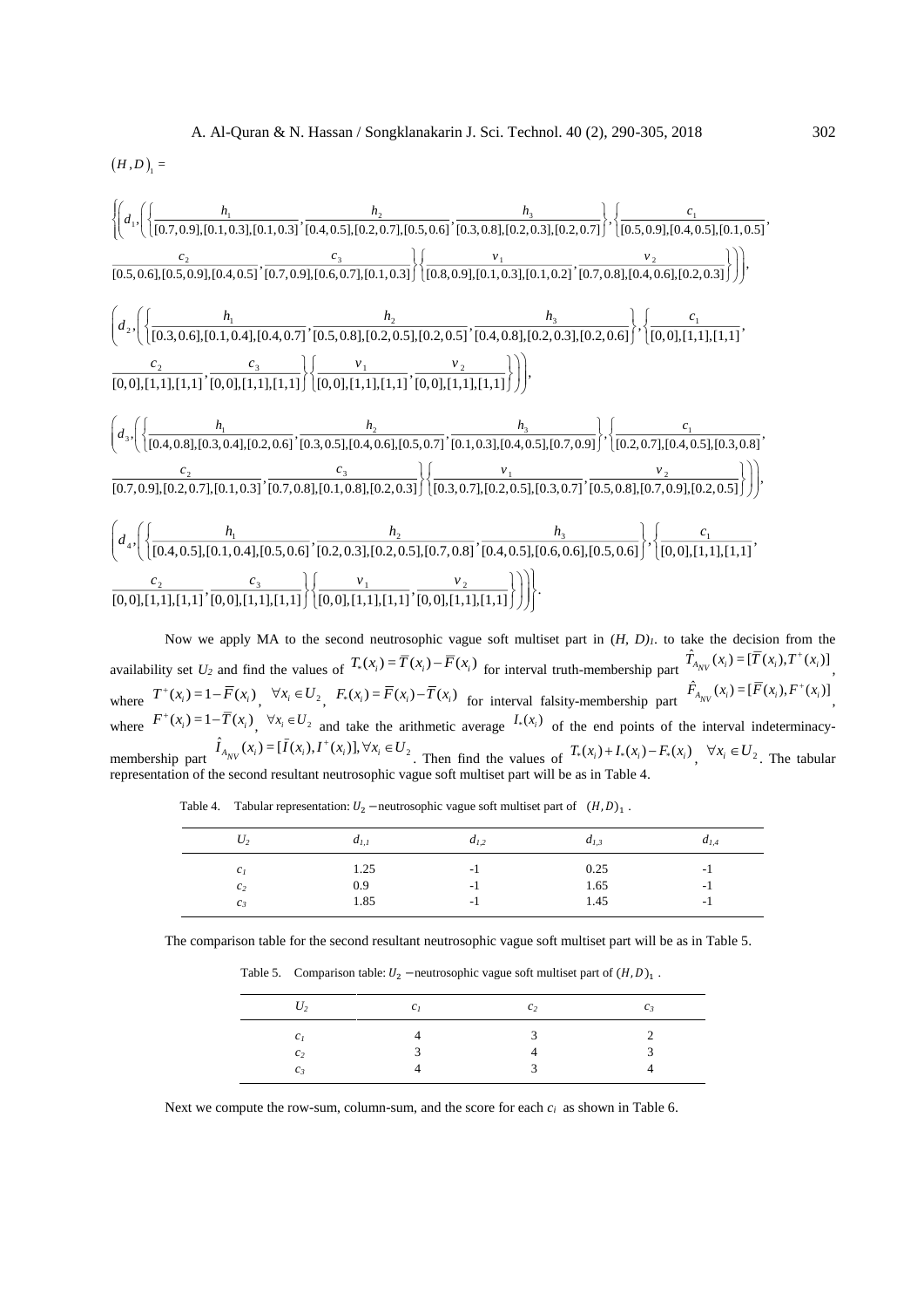$(H, D)_1 =$

$$\left\{\left(d_1, \left(\left\{\frac{h_1}{[0.7,0.9],[0.1,0.3],[0.1,0.3]}, \frac{h_2}{[0.4,0.5],[0.2,0.7],[0.5,0.6]}, \frac{h_3}{[0.3,0.8],[0.2,0.3],[0.2,0.7]}\right\}, \left\{\frac{c_1}{[0.5,0.9],[0.4,0.5],[0.1,0.5]},\right.\right.\right.\right.$$

$$\left.\left.\left.\frac{c_2}{[0.5,0.6],[0.5,0.9],[0.4,0.5]}, \frac{c_3}{[0.7,0.9],[0.6,0.7],[0.1,0.3]}\right\}\left\{\frac{v_1}{[0.8,0.9],[0.1,0.3],[0.1,0.2]}, \frac{v_2}{[0.7,0.8],[0.4,0.6],[0.2,0.3]}\right\}\right)\right),$$

$$\left(d_2, \left(\left\{\frac{h_1}{[0.3,0.6],[0.1,0.4],[0.4,0.7]}, \frac{h_2}{[0.5,0.8],[0.2,0.5],[0.2,0.5]}, \frac{h_3}{[0.4,0.8],[0.2,0.3],[0.2,0.6]}\right\}, \left\{\frac{c_1}{[0,0],[1,1],[1,1]},\right.\right.\right.$$

$$\left.\left.\left.\frac{c_2}{[0,0],[1,1],[1,1]}, \frac{c_3}{[0,0],[1,1],[1,1]}\right\}\left\{\frac{v_1}{[0,0],[1,1],[1,1]}, \frac{v_2}{[0,0],[1,1],[1,1]}\right\}\right)\right),$$

$$\left(d_3, \left(\left\{\frac{h_1}{[0.4,0.8],[0.3,0.4],[0.2,0.6]}, \frac{h_2}{[0.3,0.5],[0.4,0.6],[0.5,0.7]}, \frac{h_3}{[0.1,0.3],[0.4,0.5],[0.7,0.9]}\right\}, \left\{\frac{c_1}{[0.2,0.7],[0.4,0.5],[0.3,0.8]},\right.\right.\right.$$

$$\left.\left.\left.\frac{c_2}{[0.7,0.9],[0.2,0.7],[0.1,0.3]}, \frac{c_3}{[0.7,0.8],[0.1,0.8],[0.2,0.3]}\right\}\left\{\frac{v_1}{[0.3,0.7],[0.2,0.5],[0.3,0.7]}, \frac{v_2}{[0.5,0.8],[0.7,0.9],[0.2,0.5]}\right\}\right)\right),$$

$$\left(d_4, \left(\left\{\frac{h_1}{[0.4,0.5],[0.1,0.4],[0.5,0.6]}, \frac{h_2}{[0.2,0.3],[0.2,0.5],[0.7,0.8]}, \frac{h_3}{[0.4,0.5],[0.6,0.6],[0.5,0.6]}\right\}, \left\{\frac{c_1}{[0,0],[1,1],[1,1]},\right.\right.\right.$$

$$\left.\left.\left.\left.\frac{c_2}{[0,0],[1,1],[1,1]}, \frac{c_3}{[0,0],[1,1],[1,1]}\right\}\left\{\frac{v_1}{[0,0],[1,1],[1,1]}, \frac{v_2}{[0,0],[1,1],[1,1]}\right\}\right)\right)\right\}.$$

Now we apply MA to the second neutrosophic vague soft multiset part in $(H, D)_1$. to take the decision from the availability set $U_2$ and find the values of $T_*(x_i) = \bar{T}(x_i) - \bar{F}(x_i)$ for interval truth-membership part $\hat{T}_{A_{NV}}(x_i) = [\bar{T}(x_i), T^+(x_i)]$, where $T^+(x_i) = 1 - \bar{F}(x_i)$, $\forall x_i \in U_2$, $F_*(x_i) = \bar{F}(x_i) - \bar{T}(x_i)$ for interval falsity-membership part $\hat{F}_{A_{NV}}(x_i) = [\bar{F}(x_i), F^+(x_i)]$, where $F^+(x_i) = 1 - \bar{T}(x_i)$, $\forall x_i \in U_2$ and take the arithmetic average $I_*(x_i)$ of the end points of the interval indeterminacy-membership part $\hat{I}_{A_{NV}}(x_i) = [\bar{I}(x_i), I^+(x_i)], \forall x_i \in U_2$. Then find the values of $T_*(x_i) + I_*(x_i) - F_*(x_i)$, $\forall x_i \in U_2$. The tabular representation of the second resultant neutrosophic vague soft multiset part will be as in Table 4.

Table 4. Tabular representation: $U_2$ −neutrosophic vague soft multiset part of $(H, D)_1$.

| $U_2$ | $d_{1,1}$ | $d_{1,2}$ | $d_{1,3}$ | $d_{1,4}$ |
|---|---|---|---|---|
| $c_1$ | 1.25 | -1 | 0.25 | -1 |
| $c_2$ | 0.9 | -1 | 1.65 | -1 |
| $c_3$ | 1.85 | -1 | 1.45 | -1 |

The comparison table for the second resultant neutrosophic vague soft multiset part will be as in Table 5.

Table 5. Comparison table: $U_2$ −neutrosophic vague soft multiset part of $(H, D)_1$.

| $U_2$ | $c_1$ | $c_2$ | $c_3$ |
|---|---|---|---|
| $c_1$ | 4 | 3 | 2 |
| $c_2$ | 3 | 4 | 3 |
| $c_3$ | 4 | 3 | 4 |

Next we compute the row-sum, column-sum, and the score for each $c_i$ as shown in Table 6.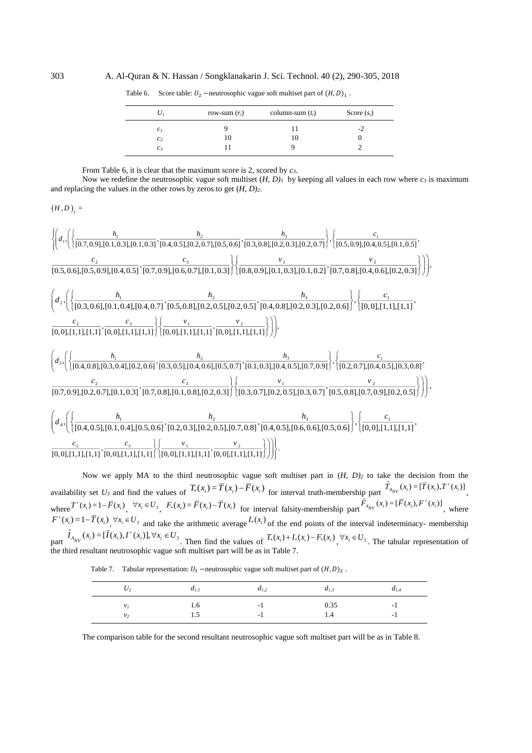Table 6. Score table: $U_2$ −neutrosophic vague soft multiset part of $(H, D)_1$ .

| $U_1$ | row-sum ($r_i$) | column-sum ($t_i$) | Score ($s_i$) |
|---|---|---|---|
| $c_1$ | 9 | 11 | -2 |
| $c_2$ | 10 | 10 | 0 |
| $c_3$ | 11 | 9 | 2 |

From Table 6, it is clear that the maximum score is 2, scored by $c_3$.

Now we redefine the neutrosophic vague soft multiset $(H, D)_1$ by keeping all values in each row where $c_3$ is maximum and replacing the values in the other rows by zeros to get $(H, D)_2$.

$$(H,D)_2 =$$

$$\left\{\left(d_1,\left(\left\{\frac{h_1}{[0.7,0.9],[0.1,0.3],[0.1,0.3]},\frac{h_2}{[0.4,0.5],[0.2,0.7],[0.5,0.6]},\frac{h_3}{[0.3,0.8],[0.2,0.3],[0.2,0.7]}\right\},\left\{\frac{c_1}{[0.5,0.9],[0.4,0.5],[0.1,0.5]},\right.\right.\right.\right.$$

$$\left.\left.\left.\frac{c_2}{[0.5,0.6],[0.5,0.9],[0.4,0.5]},\frac{c_3}{[0.7,0.9],[0.6,0.7],[0.1,0.3]}\right\}\left\{\frac{v_1}{[0.8,0.9],[0.1,0.3],[0.1,0.2]},\frac{v_2}{[0.7,0.8],[0.4,0.6],[0.2,0.3]}\right\}\right)\right),$$

$$\left(d_2,\left(\left\{\frac{h_1}{[0.3,0.6],[0.1,0.4],[0.4,0.7]},\frac{h_2}{[0.5,0.8],[0.2,0.5],[0.2,0.5]},\frac{h_3}{[0.4,0.8],[0.2,0.3],[0.2,0.6]}\right\},\left\{\frac{c_1}{[0,0],[1,1],[1,1]},\right.\right.\right.$$

$$\left.\left.\left.\frac{c_2}{[0,0],[1,1],[1,1]},\frac{c_3}{[0,0],[1,1],[1,1]}\right\}\left\{\frac{v_1}{[0,0],[1,1],[1,1]},\frac{v_2}{[0,0],[1,1],[1,1]}\right\}\right)\right),$$

$$\left(d_3,\left(\left\{\frac{h_1}{[0.4,0.8],[0.3,0.4],[0.2,0.6]},\frac{h_2}{[0.3,0.5],[0.4,0.6],[0.5,0.7]},\frac{h_3}{[0.1,0.3],[0.4,0.5],[0.7,0.9]}\right\},\left\{\frac{c_1}{[0.2,0.7],[0.4,0.5],[0.3,0.8]},\right.\right.\right.$$

$$\left.\left.\left.\frac{c_2}{[0.7,0.9],[0.2,0.7],[0.1,0.3]},\frac{c_3}{[0.7,0.8],[0.1,0.8],[0.2,0.3]}\right\}\left\{\frac{v_1}{[0.3,0.7],[0.2,0.5],[0.3,0.7]},\frac{v_2}{[0.5,0.8],[0.7,0.9],[0.2,0.5]}\right\}\right)\right),$$

$$\left(d_4,\left(\left\{\frac{h_1}{[0.4,0.5],[0.1,0.4],[0.5,0.6]},\frac{h_2}{[0.2,0.3],[0.2,0.5],[0.7,0.8]},\frac{h_3}{[0.4,0.5],[0.6,0.6],[0.5,0.6]}\right\},\left\{\frac{c_1}{[0,0],[1,1],[1,1]},\right.\right.\right.$$

$$\left.\left.\left.\left.\frac{c_2}{[0,0],[1,1],[1,1]},\frac{c_3}{[0,0],[1,1],[1,1]}\right\}\left\{\frac{v_1}{[0,0],[1,1],[1,1]},\frac{v_2}{[0,0],[1,1],[1,1]}\right\}\right)\right)\right\}.$$

Now we apply MA to the third neutrosophic vague soft multiset part in $(H, D)_2$ to take the decision from the availability set $U_3$ and find the values of $T_*(x_i) = \bar{T}(x_i) - \bar{F}(x_i)$ for interval truth-membership part $\hat{T}_{A_{NV}}(x_i) = [\bar{T}(x_i), T^+(x_i)]$, where $T^+(x_i) = 1 - \bar{F}(x_i)$, $\forall x_i \in U_3$, $F_*(x_i) = \bar{F}(x_i) - \bar{T}(x_i)$ for interval falsity-membership part $\hat{F}_{A_{NV}}(x_i) = [\bar{F}(x_i), F^+(x_i)]$, where $F^+(x_i) = 1 - \bar{T}(x_i)$, $\forall x_i \in U_3$ and take the arithmetic average $I_*(x_i)$ of the end points of the interval indeterminacy- membership part $\hat{I}_{A_{NV}}(x_i) = [\bar{I}(x_i), I^+(x_i)], \forall x_i \in U_3$. Then find the values of $T_*(x_i) + I_*(x_i) - F_*(x_i)$, $\forall x_i \in U_3$. The tabular representation of the third resultant neutrosophic vague soft multiset part will be as in Table 7.

Table 7. Tabular representation: $U_3$ −neutrosophic vague soft multiset part of $(H, D)_2$ .

| $U_2$ | $d_{1,1}$ | $d_{1,2}$ | $d_{1,3}$ | $d_{1,4}$ |
|---|---|---|---|---|
| $v_1$ | 1.6 | -1 | 0.35 | -1 |
| $v_2$ | 1.5 | -1 | 1.4 | -1 |

The comparison table for the second resultant neutrosophic vague soft multiset part will be as in Table 8.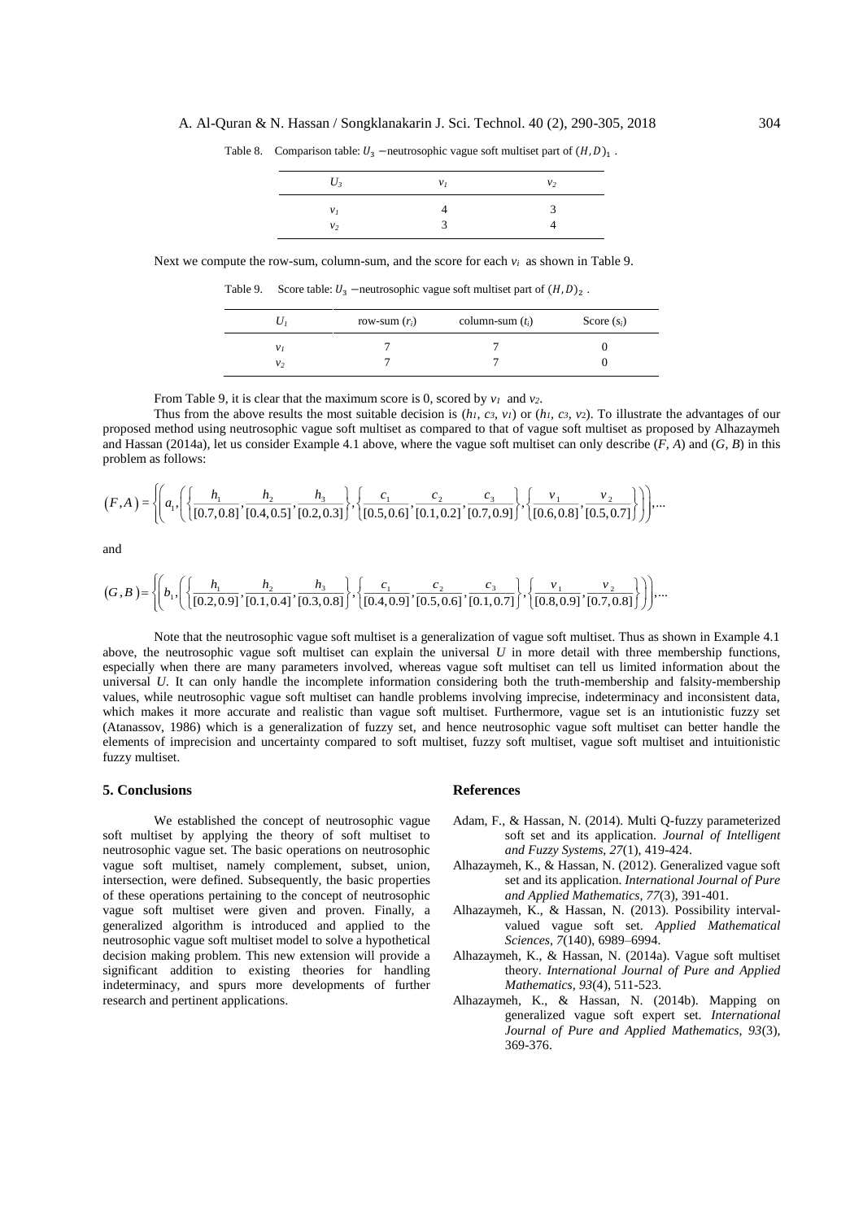Table 8. Comparison table: $U_3$ −neutrosophic vague soft multiset part of $(H,D)_1$ .

| $U_3$ | $v_1$ | $v_2$ |
|---|---|---|
| $v_1$ | 4 | 3 |
| $v_2$ | 3 | 4 |

Next we compute the row-sum, column-sum, and the score for each $v_i$ as shown in Table 9.

Table 9. Score table: $U_3$ −neutrosophic vague soft multiset part of $(H,D)_2$ .

| $U_1$ | row-sum ($r_i$) | column-sum ($t_i$) | Score ($s_i$) |
|---|---|---|---|
| $v_1$ | 7 | 7 | 0 |
| $v_2$ | 7 | 7 | 0 |

From Table 9, it is clear that the maximum score is 0, scored by $v_1$ and $v_2$.

Thus from the above results the most suitable decision is ($h_1$, $c_3$, $v_1$) or ($h_1$, $c_3$, $v_2$). To illustrate the advantages of our proposed method using neutrosophic vague soft multiset as compared to that of vague soft multiset as proposed by Alhazaymeh and Hassan (2014a), let us consider Example 4.1 above, where the vague soft multiset can only describe ($F$, $A$) and ($G$, $B$) in this problem as follows:

$$(F,A)=\left\{\left(a_1,\left(\left\{\frac{h_1}{[0.7,0.8]},\frac{h_2}{[0.4,0.5]},\frac{h_3}{[0.2,0.3]}\right\},\left\{\frac{c_1}{[0.5,0.6]},\frac{c_2}{[0.1,0.2]},\frac{c_3}{[0.7,0.9]}\right\},\left\{\frac{v_1}{[0.6,0.8]},\frac{v_2}{[0.5,0.7]}\right\}\right)\right),...$$

and

$$(G,B)=\left\{\left(b_1,\left(\left\{\frac{h_1}{[0.2,0.9]},\frac{h_2}{[0.1,0.4]},\frac{h_3}{[0.3,0.8]}\right\},\left\{\frac{c_1}{[0.4,0.9]},\frac{c_2}{[0.5,0.6]},\frac{c_3}{[0.1,0.7]}\right\},\left\{\frac{v_1}{[0.8,0.9]},\frac{v_2}{[0.7,0.8]}\right\}\right)\right),...$$

Note that the neutrosophic vague soft multiset is a generalization of vague soft multiset. Thus as shown in Example 4.1 above, the neutrosophic vague soft multiset can explain the universal $U$ in more detail with three membership functions, especially when there are many parameters involved, whereas vague soft multiset can tell us limited information about the universal $U$. It can only handle the incomplete information considering both the truth-membership and falsity-membership values, while neutrosophic vague soft multiset can handle problems involving imprecise, indeterminacy and inconsistent data, which makes it more accurate and realistic than vague soft multiset. Furthermore, vague set is an intutionistic fuzzy set (Atanassov, 1986) which is a generalization of fuzzy set, and hence neutrosophic vague soft multiset can better handle the elements of imprecision and uncertainty compared to soft multiset, fuzzy soft multiset, vague soft multiset and intuitionistic fuzzy multiset.

## 5. Conclusions

We established the concept of neutrosophic vague soft multiset by applying the theory of soft multiset to neutrosophic vague set. The basic operations on neutrosophic vague soft multiset, namely complement, subset, union, intersection, were defined. Subsequently, the basic properties of these operations pertaining to the concept of neutrosophic vague soft multiset were given and proven. Finally, a generalized algorithm is introduced and applied to the neutrosophic vague soft multiset model to solve a hypothetical decision making problem. This new extension will provide a significant addition to existing theories for handling indeterminacy, and spurs more developments of further research and pertinent applications.

## References

Adam, F., & Hassan, N. (2014). Multi Q-fuzzy parameterized soft set and its application. *Journal of Intelligent and Fuzzy Systems*, *27*(1), 419-424.

Alhazaymeh, K., & Hassan, N. (2012). Generalized vague soft set and its application. *International Journal of Pure and Applied Mathematics*, *77*(3), 391-401.

Alhazaymeh, K., & Hassan, N. (2013). Possibility interval-valued vague soft set. *Applied Mathematical Sciences*, *7*(140), 6989–6994.

Alhazaymeh, K., & Hassan, N. (2014a). Vague soft multiset theory. *International Journal of Pure and Applied Mathematics*, *93*(4), 511-523.

Alhazaymeh, K., & Hassan, N. (2014b). Mapping on generalized vague soft expert set. *International Journal of Pure and Applied Mathematics*, *93*(3), 369-376.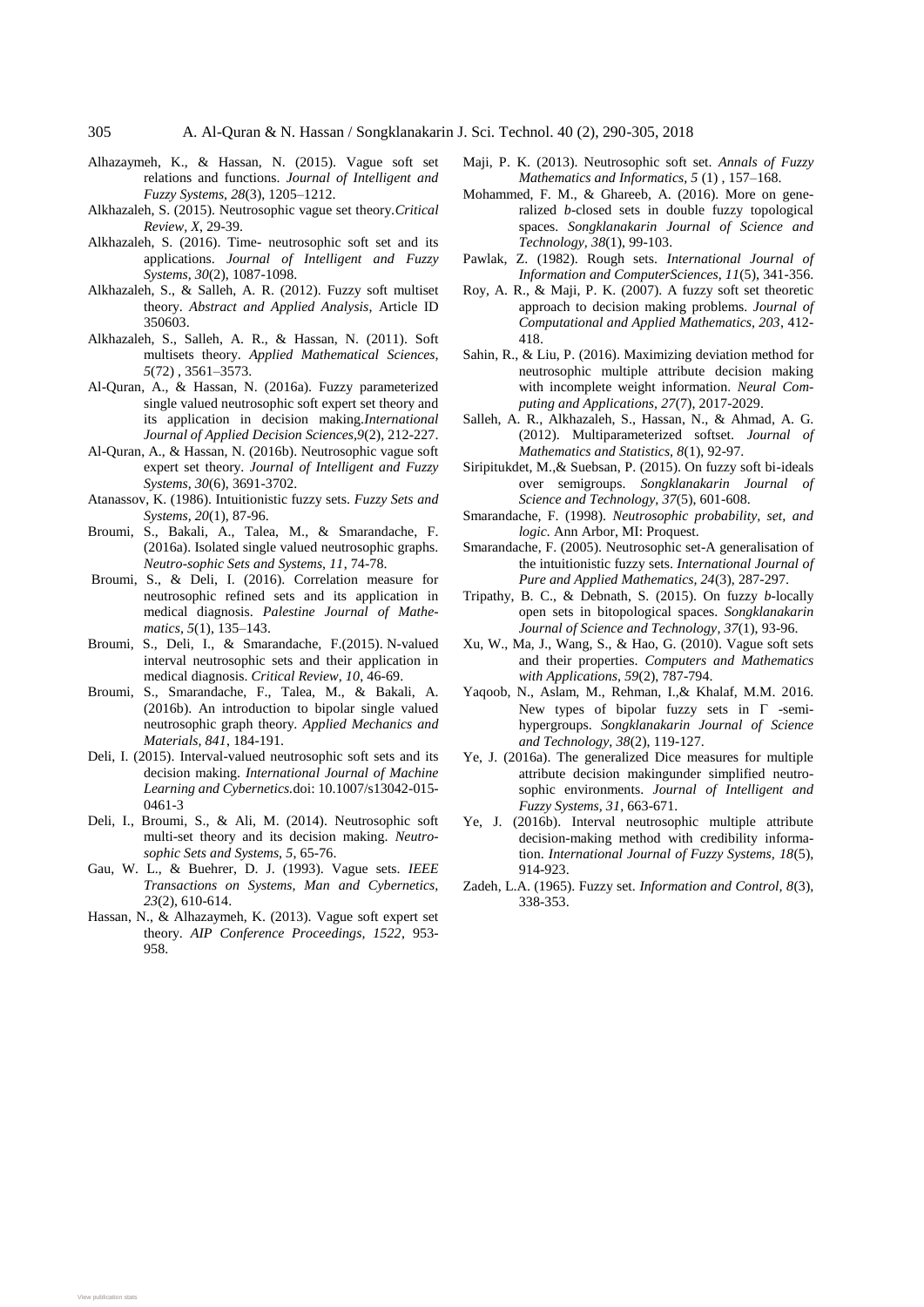Alhazaymeh, K., & Hassan, N. (2015). Vague soft set relations and functions. *Journal of Intelligent and Fuzzy Systems, 28*(3), 1205–1212.

Alkhazaleh, S. (2015). Neutrosophic vague set theory.*Critical Review, X*, 29-39.

Alkhazaleh, S. (2016). Time- neutrosophic soft set and its applications. *Journal of Intelligent and Fuzzy Systems, 30*(2), 1087-1098.

Alkhazaleh, S., & Salleh, A. R. (2012). Fuzzy soft multiset theory. *Abstract and Applied Analysis*, Article ID 350603.

Alkhazaleh, S., Salleh, A. R., & Hassan, N. (2011). Soft multisets theory. *Applied Mathematical Sciences, 5*(72) , 3561–3573.

Al-Quran, A., & Hassan, N. (2016a). Fuzzy parameterized single valued neutrosophic soft expert set theory and its application in decision making.*International Journal of Applied Decision Sciences,9*(2), 212-227.

Al-Quran, A., & Hassan, N. (2016b). Neutrosophic vague soft expert set theory. *Journal of Intelligent and Fuzzy Systems, 30*(6), 3691-3702.

Atanassov, K. (1986). Intuitionistic fuzzy sets. *Fuzzy Sets and Systems, 20*(1), 87-96.

Broumi, S., Bakali, A., Talea, M., & Smarandache, F. (2016a). Isolated single valued neutrosophic graphs. *Neutro-sophic Sets and Systems, 11*, 74-78.

Broumi, S., & Deli, I. (2016). Correlation measure for neutrosophic refined sets and its application in medical diagnosis. *Palestine Journal of Mathematics, 5*(1), 135–143.

Broumi, S., Deli, I., & Smarandache, F.(2015). N-valued interval neutrosophic sets and their application in medical diagnosis. *Critical Review, 10*, 46-69.

Broumi, S., Smarandache, F., Talea, M., & Bakali, A. (2016b). An introduction to bipolar single valued neutrosophic graph theory. *Applied Mechanics and Materials, 841*, 184-191.

Deli, I. (2015). Interval-valued neutrosophic soft sets and its decision making. *International Journal of Machine Learning and Cybernetics.*doi: 10.1007/s13042-015-0461-3

Deli, I., Broumi, S., & Ali, M. (2014). Neutrosophic soft multi-set theory and its decision making. *Neutrosophic Sets and Systems, 5*, 65-76.

Gau, W. L., & Buehrer, D. J. (1993). Vague sets. *IEEE Transactions on Systems, Man and Cybernetics, 23*(2), 610-614.

Hassan, N., & Alhazaymeh, K. (2013). Vague soft expert set theory. *AIP Conference Proceedings, 1522*, 953-958.

Maji, P. K. (2013). Neutrosophic soft set. *Annals of Fuzzy Mathematics and Informatics, 5* (1) , 157–168.

Mohammed, F. M., & Ghareeb, A. (2016). More on generalized *b*-closed sets in double fuzzy topological spaces. *Songklanakarin Journal of Science and Technology, 38*(1), 99-103.

Pawlak, Z. (1982). Rough sets. *International Journal of Information and ComputerSciences, 11*(5), 341-356.

Roy, A. R., & Maji, P. K. (2007). A fuzzy soft set theoretic approach to decision making problems. *Journal of Computational and Applied Mathematics, 203*, 412-418.

Sahin, R., & Liu, P. (2016). Maximizing deviation method for neutrosophic multiple attribute decision making with incomplete weight information. *Neural Computing and Applications, 27*(7), 2017-2029.

Salleh, A. R., Alkhazaleh, S., Hassan, N., & Ahmad, A. G. (2012). Multiparameterized softset. *Journal of Mathematics and Statistics, 8*(1), 92-97.

Siripitukdet, M.,& Suebsan, P. (2015). On fuzzy soft bi-ideals over semigroups. *Songklanakarin Journal of Science and Technology, 37*(5), 601-608.

Smarandache, F. (1998). *Neutrosophic probability, set, and logic.* Ann Arbor, MI: Proquest.

Smarandache, F. (2005). Neutrosophic set-A generalisation of the intuitionistic fuzzy sets. *International Journal of Pure and Applied Mathematics, 24*(3), 287-297.

Tripathy, B. C., & Debnath, S. (2015). On fuzzy *b*-locally open sets in bitopological spaces. *Songklanakarin Journal of Science and Technology, 37*(1), 93-96.

Xu, W., Ma, J., Wang, S., & Hao, G. (2010). Vague soft sets and their properties. *Computers and Mathematics with Applications, 59*(2), 787-794.

Yaqoob, N., Aslam, M., Rehman, I.,& Khalaf, M.M. 2016. New types of bipolar fuzzy sets in $\Gamma$ -semihypergroups. *Songklanakarin Journal of Science and Technology, 38*(2), 119-127.

Ye, J. (2016a). The generalized Dice measures for multiple attribute decision makingunder simplified neutrosophic environments. *Journal of Intelligent and Fuzzy Systems, 31*, 663-671.

Ye, J. (2016b). Interval neutrosophic multiple attribute decision-making method with credibility information. *International Journal of Fuzzy Systems, 18*(5), 914-923.

Zadeh, L.A. (1965). Fuzzy set. *Information and Control, 8*(3), 338-353.